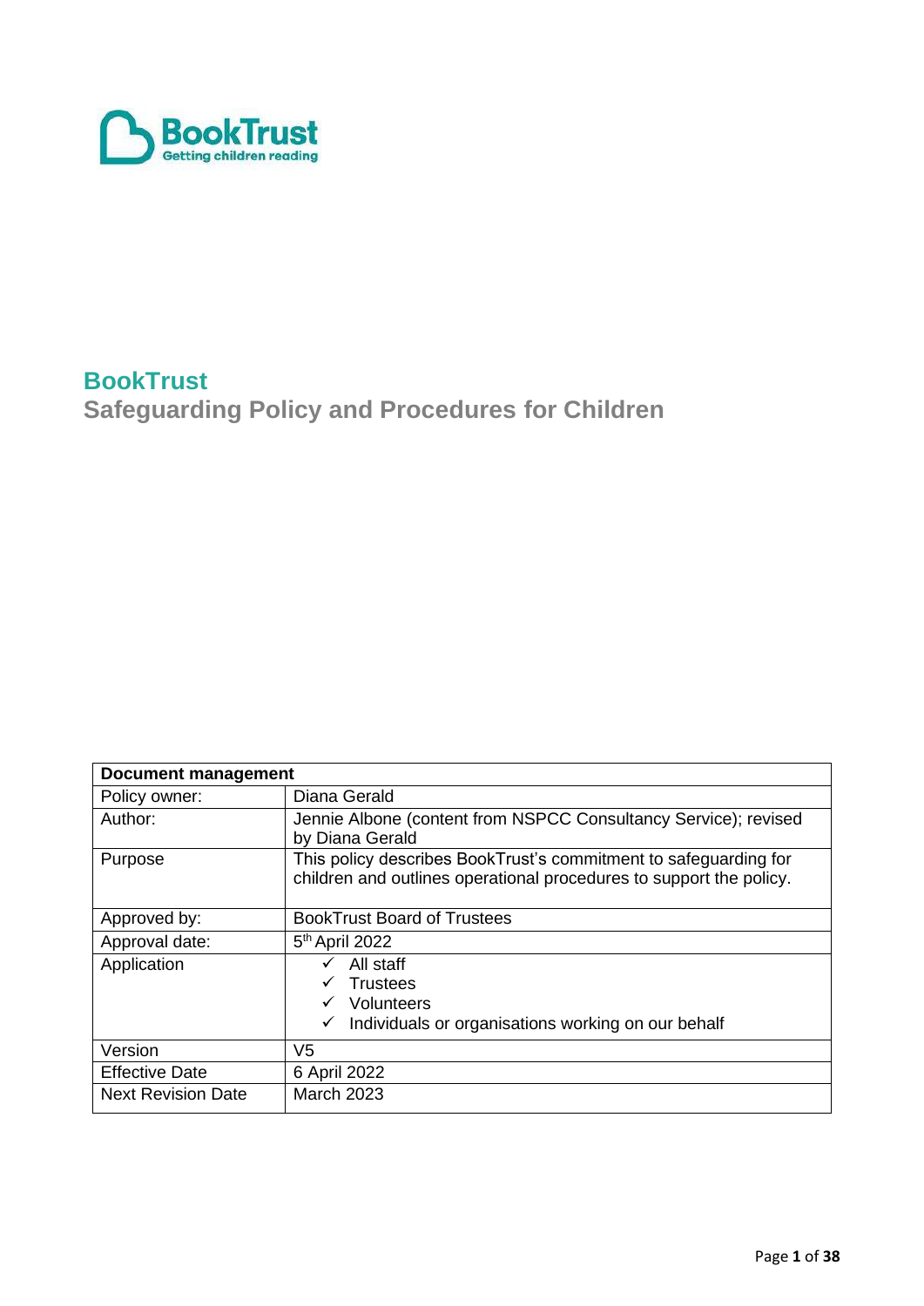BookTrust
Getting children reading

# BookTrust

## Safeguarding Policy and Procedures for Children

| **Document management** | |
|---|---|
| Policy owner: | Diana Gerald |
| Author: | Jennie Albone (content from NSPCC Consultancy Service); revised by Diana Gerald |
| Purpose | This policy describes BookTrust's commitment to safeguarding for children and outlines operational procedures to support the policy. |
| Approved by: | BookTrust Board of Trustees |
| Approval date: | 5th April 2022 |
| Application | ✓ All staff<br>✓ Trustees<br>✓ Volunteers<br>✓ Individuals or organisations working on our behalf |
| Version | V5 |
| Effective Date | 6 April 2022 |
| Next Revision Date | March 2023 |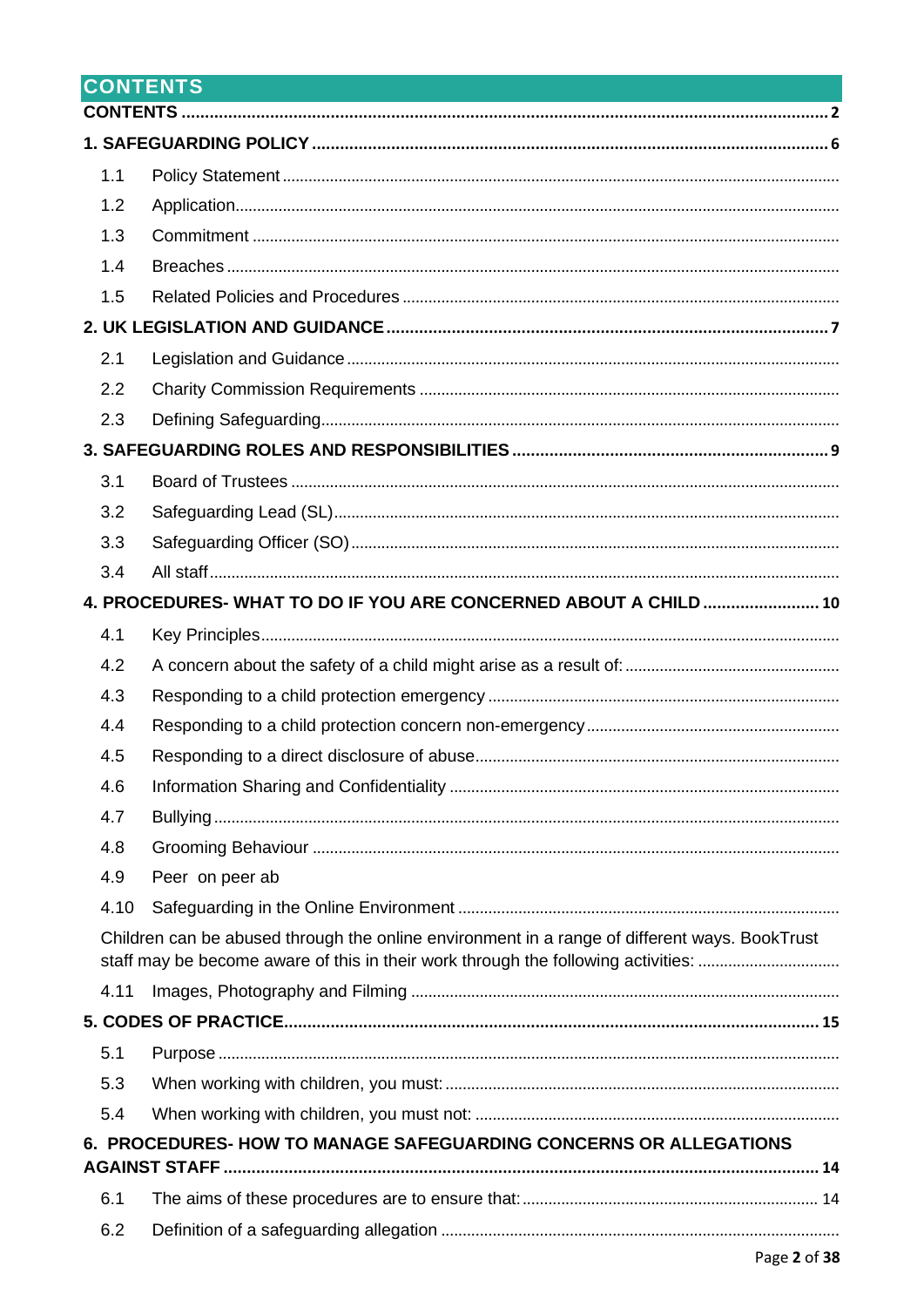# CONTENTS

CONTENTS ........ 2

**1. SAFEGUARDING POLICY** ........ 6

- 1.1 Policy Statement ........
- 1.2 Application ........
- 1.3 Commitment ........
- 1.4 Breaches ........
- 1.5 Related Policies and Procedures ........

**2. UK LEGISLATION AND GUIDANCE** ........ 7

- 2.1 Legislation and Guidance ........
- 2.2 Charity Commission Requirements ........
- 2.3 Defining Safeguarding ........

**3. SAFEGUARDING ROLES AND RESPONSIBILITIES** ........ 9

- 3.1 Board of Trustees ........
- 3.2 Safeguarding Lead (SL) ........
- 3.3 Safeguarding Officer (SO) ........
- 3.4 All staff ........

**4. PROCEDURES- WHAT TO DO IF YOU ARE CONCERNED ABOUT A CHILD** ........ 10

- 4.1 Key Principles ........
- 4.2 A concern about the safety of a child might arise as a result of: ........
- 4.3 Responding to a child protection emergency ........
- 4.4 Responding to a child protection concern non-emergency ........
- 4.5 Responding to a direct disclosure of abuse ........
- 4.6 Information Sharing and Confidentiality ........
- 4.7 Bullying ........
- 4.8 Grooming Behaviour ........
- 4.9 Peer on peer ab
- 4.10 Safeguarding in the Online Environment ........

Children can be abused through the online environment in a range of different ways. BookTrust staff may be become aware of this in their work through the following activities: ........

- 4.11 Images, Photography and Filming ........

**5. CODES OF PRACTICE** ........ 15

- 5.1 Purpose ........
- 5.3 When working with children, you must: ........
- 5.4 When working with children, you must not: ........

**6. PROCEDURES- HOW TO MANAGE SAFEGUARDING CONCERNS OR ALLEGATIONS AGAINST STAFF** ........ 14

- 6.1 The aims of these procedures are to ensure that: ........ 14
- 6.2 Definition of a safeguarding allegation ........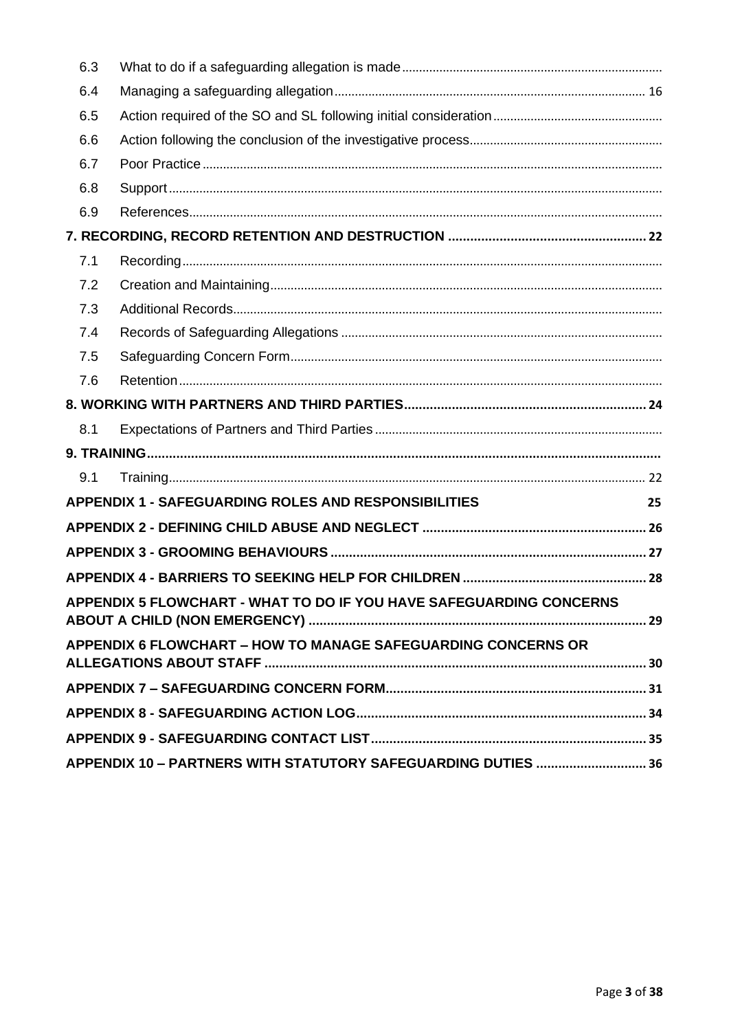| | | |
|---|---|---|
| 6.3 | What to do if a safeguarding allegation is made | |
| 6.4 | Managing a safeguarding allegation | 16 |
| 6.5 | Action required of the SO and SL following initial consideration | |
| 6.6 | Action following the conclusion of the investigative process | |
| 6.7 | Poor Practice | |
| 6.8 | Support | |
| 6.9 | References | |
| **7. RECORDING, RECORD RETENTION AND DESTRUCTION** | | **22** |
| 7.1 | Recording | |
| 7.2 | Creation and Maintaining | |
| 7.3 | Additional Records | |
| 7.4 | Records of Safeguarding Allegations | |
| 7.5 | Safeguarding Concern Form | |
| 7.6 | Retention | |
| **8. WORKING WITH PARTNERS AND THIRD PARTIES** | | **24** |
| 8.1 | Expectations of Partners and Third Parties | |
| **9. TRAINING** | | |
| 9.1 | Training | 22 |
| **APPENDIX 1 - SAFEGUARDING ROLES AND RESPONSIBILITIES** | | **25** |
| **APPENDIX 2 - DEFINING CHILD ABUSE AND NEGLECT** | | **26** |
| **APPENDIX 3 - GROOMING BEHAVIOURS** | | **27** |
| **APPENDIX 4 - BARRIERS TO SEEKING HELP FOR CHILDREN** | | **28** |
| **APPENDIX 5 FLOWCHART - WHAT TO DO IF YOU HAVE SAFEGUARDING CONCERNS ABOUT A CHILD (NON EMERGENCY)** | | **29** |
| **APPENDIX 6 FLOWCHART – HOW TO MANAGE SAFEGUARDING CONCERNS OR ALLEGATIONS ABOUT STAFF** | | **30** |
| **APPENDIX 7 – SAFEGUARDING CONCERN FORM** | | **31** |
| **APPENDIX 8 - SAFEGUARDING ACTION LOG** | | **34** |
| **APPENDIX 9 - SAFEGUARDING CONTACT LIST** | | **35** |
| **APPENDIX 10 – PARTNERS WITH STATUTORY SAFEGUARDING DUTIES** | | **36** |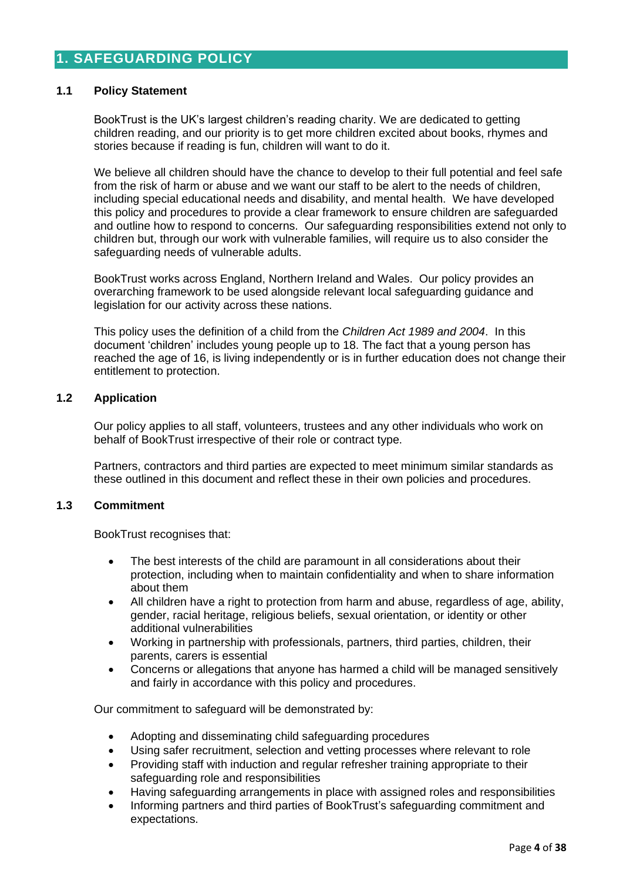# 1. SAFEGUARDING POLICY

## 1.1 Policy Statement

BookTrust is the UK's largest children's reading charity. We are dedicated to getting children reading, and our priority is to get more children excited about books, rhymes and stories because if reading is fun, children will want to do it.

We believe all children should have the chance to develop to their full potential and feel safe from the risk of harm or abuse and we want our staff to be alert to the needs of children, including special educational needs and disability, and mental health. We have developed this policy and procedures to provide a clear framework to ensure children are safeguarded and outline how to respond to concerns. Our safeguarding responsibilities extend not only to children but, through our work with vulnerable families, will require us to also consider the safeguarding needs of vulnerable adults.

BookTrust works across England, Northern Ireland and Wales. Our policy provides an overarching framework to be used alongside relevant local safeguarding guidance and legislation for our activity across these nations.

This policy uses the definition of a child from the *Children Act 1989 and 2004*. In this document 'children' includes young people up to 18. The fact that a young person has reached the age of 16, is living independently or is in further education does not change their entitlement to protection.

## 1.2 Application

Our policy applies to all staff, volunteers, trustees and any other individuals who work on behalf of BookTrust irrespective of their role or contract type.

Partners, contractors and third parties are expected to meet minimum similar standards as these outlined in this document and reflect these in their own policies and procedures.

## 1.3 Commitment

BookTrust recognises that:

- The best interests of the child are paramount in all considerations about their protection, including when to maintain confidentiality and when to share information about them
- All children have a right to protection from harm and abuse, regardless of age, ability, gender, racial heritage, religious beliefs, sexual orientation, or identity or other additional vulnerabilities
- Working in partnership with professionals, partners, third parties, children, their parents, carers is essential
- Concerns or allegations that anyone has harmed a child will be managed sensitively and fairly in accordance with this policy and procedures.

Our commitment to safeguard will be demonstrated by:

- Adopting and disseminating child safeguarding procedures
- Using safer recruitment, selection and vetting processes where relevant to role
- Providing staff with induction and regular refresher training appropriate to their safeguarding role and responsibilities
- Having safeguarding arrangements in place with assigned roles and responsibilities
- Informing partners and third parties of BookTrust's safeguarding commitment and expectations.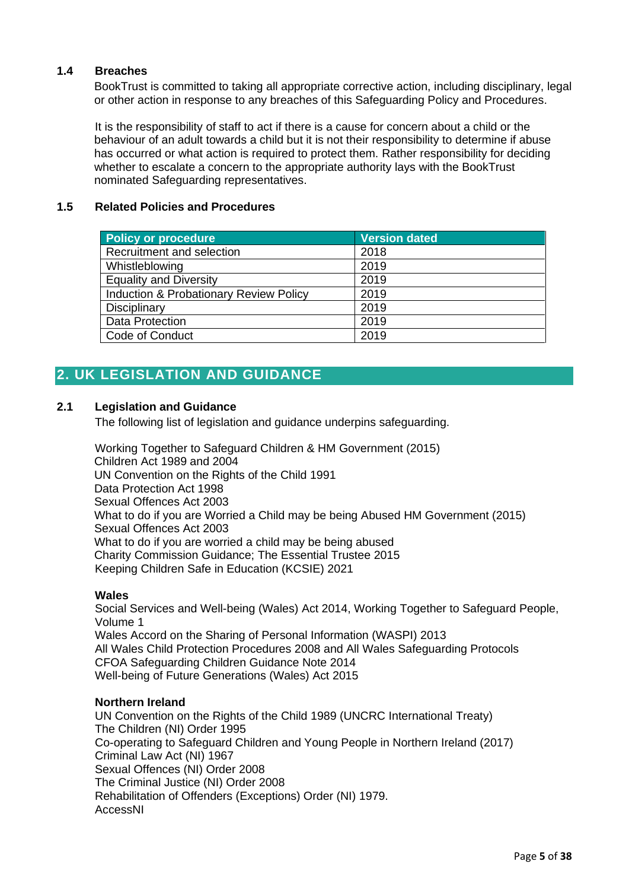### 1.4 Breaches

BookTrust is committed to taking all appropriate corrective action, including disciplinary, legal or other action in response to any breaches of this Safeguarding Policy and Procedures.

It is the responsibility of staff to act if there is a cause for concern about a child or the behaviour of an adult towards a child but it is not their responsibility to determine if abuse has occurred or what action is required to protect them. Rather responsibility for deciding whether to escalate a concern to the appropriate authority lays with the BookTrust nominated Safeguarding representatives.

### 1.5 Related Policies and Procedures

| Policy or procedure | Version dated |
|---|---|
| Recruitment and selection | 2018 |
| Whistleblowing | 2019 |
| Equality and Diversity | 2019 |
| Induction & Probationary Review Policy | 2019 |
| Disciplinary | 2019 |
| Data Protection | 2019 |
| Code of Conduct | 2019 |

## 2. UK LEGISLATION AND GUIDANCE

### 2.1 Legislation and Guidance

The following list of legislation and guidance underpins safeguarding.

Working Together to Safeguard Children & HM Government (2015)
Children Act 1989 and 2004
UN Convention on the Rights of the Child 1991
Data Protection Act 1998
Sexual Offences Act 2003
What to do if you are Worried a Child may be being Abused HM Government (2015)
Sexual Offences Act 2003
What to do if you are worried a child may be being abused
Charity Commission Guidance; The Essential Trustee 2015
Keeping Children Safe in Education (KCSIE) 2021

**Wales**

Social Services and Well-being (Wales) Act 2014, Working Together to Safeguard People, Volume 1
Wales Accord on the Sharing of Personal Information (WASPI) 2013
All Wales Child Protection Procedures 2008 and All Wales Safeguarding Protocols
CFOA Safeguarding Children Guidance Note 2014
Well-being of Future Generations (Wales) Act 2015

**Northern Ireland**

UN Convention on the Rights of the Child 1989 (UNCRC International Treaty)
The Children (NI) Order 1995
Co-operating to Safeguard Children and Young People in Northern Ireland (2017)
Criminal Law Act (NI) 1967
Sexual Offences (NI) Order 2008
The Criminal Justice (NI) Order 2008
Rehabilitation of Offenders (Exceptions) Order (NI) 1979.
AccessNI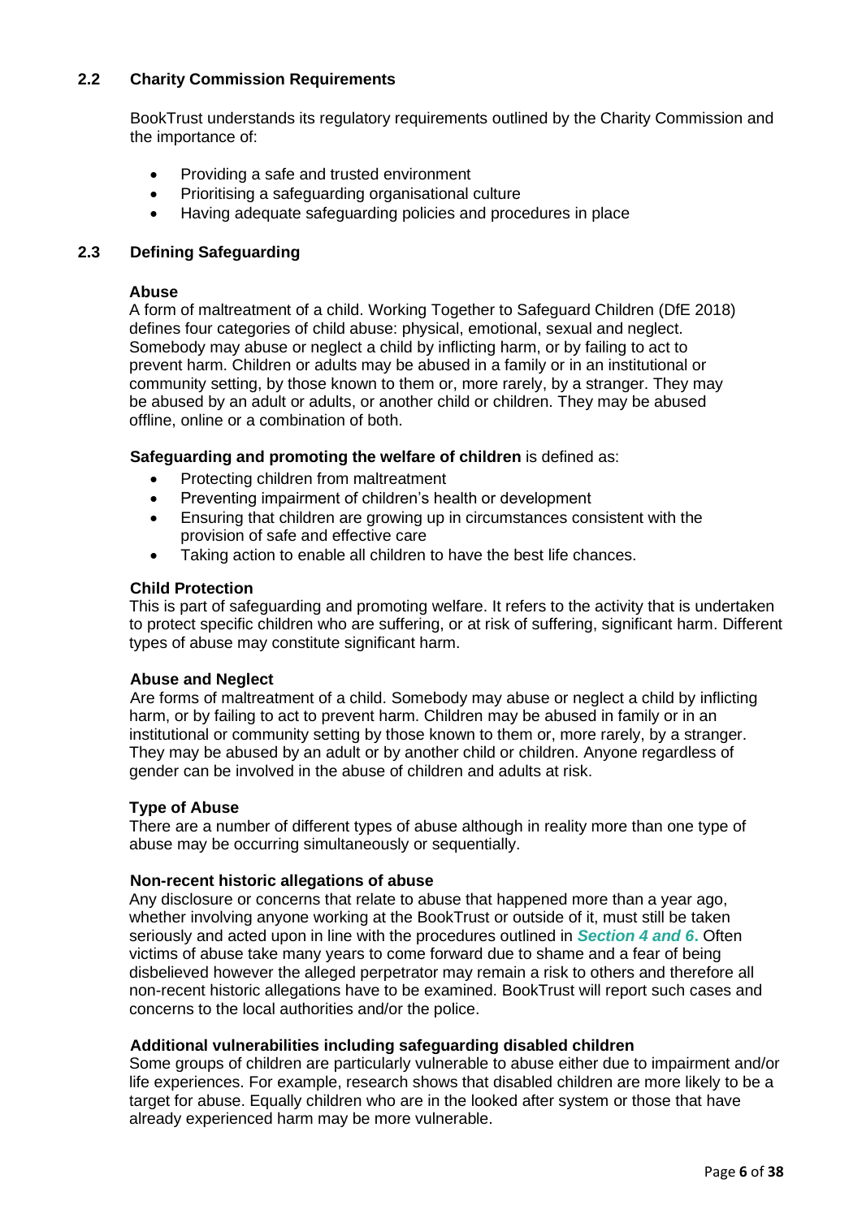## 2.2 Charity Commission Requirements

BookTrust understands its regulatory requirements outlined by the Charity Commission and the importance of:

- Providing a safe and trusted environment
- Prioritising a safeguarding organisational culture
- Having adequate safeguarding policies and procedures in place

## 2.3 Defining Safeguarding

**Abuse**
A form of maltreatment of a child. Working Together to Safeguard Children (DfE 2018) defines four categories of child abuse: physical, emotional, sexual and neglect. Somebody may abuse or neglect a child by inflicting harm, or by failing to act to prevent harm. Children or adults may be abused in a family or in an institutional or community setting, by those known to them or, more rarely, by a stranger. They may be abused by an adult or adults, or another child or children. They may be abused offline, online or a combination of both.

**Safeguarding and promoting the welfare of children** is defined as:

- Protecting children from maltreatment
- Preventing impairment of children's health or development
- Ensuring that children are growing up in circumstances consistent with the provision of safe and effective care
- Taking action to enable all children to have the best life chances.

**Child Protection**
This is part of safeguarding and promoting welfare. It refers to the activity that is undertaken to protect specific children who are suffering, or at risk of suffering, significant harm. Different types of abuse may constitute significant harm.

**Abuse and Neglect**
Are forms of maltreatment of a child. Somebody may abuse or neglect a child by inflicting harm, or by failing to act to prevent harm. Children may be abused in family or in an institutional or community setting by those known to them or, more rarely, by a stranger. They may be abused by an adult or by another child or children. Anyone regardless of gender can be involved in the abuse of children and adults at risk.

**Type of Abuse**
There are a number of different types of abuse although in reality more than one type of abuse may be occurring simultaneously or sequentially.

**Non-recent historic allegations of abuse**
Any disclosure or concerns that relate to abuse that happened more than a year ago, whether involving anyone working at the BookTrust or outside of it, must still be taken seriously and acted upon in line with the procedures outlined in ***Section 4 and 6***. Often victims of abuse take many years to come forward due to shame and a fear of being disbelieved however the alleged perpetrator may remain a risk to others and therefore all non-recent historic allegations have to be examined. BookTrust will report such cases and concerns to the local authorities and/or the police.

**Additional vulnerabilities including safeguarding disabled children**
Some groups of children are particularly vulnerable to abuse either due to impairment and/or life experiences. For example, research shows that disabled children are more likely to be a target for abuse. Equally children who are in the looked after system or those that have already experienced harm may be more vulnerable.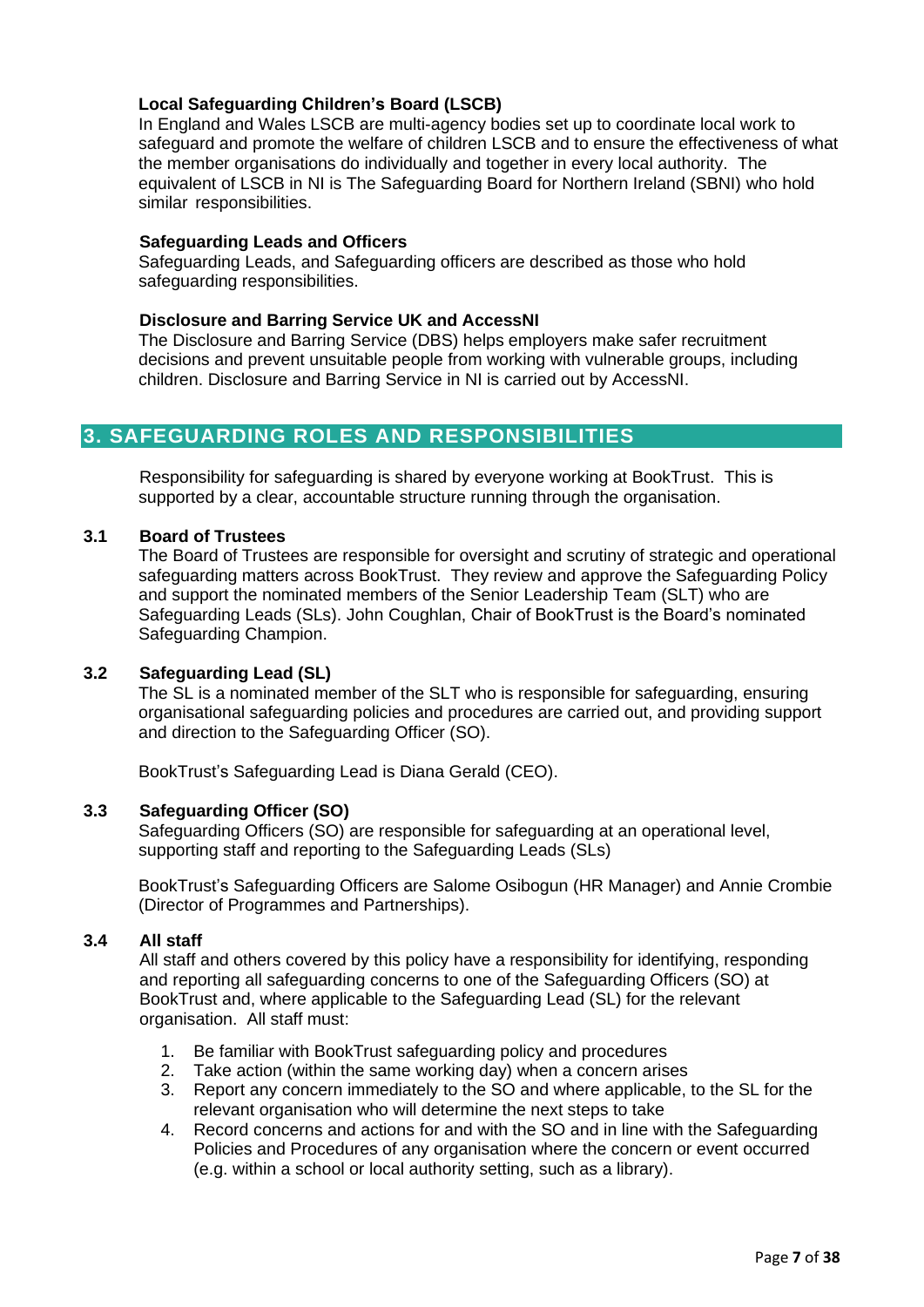**Local Safeguarding Children's Board (LSCB)**
In England and Wales LSCB are multi-agency bodies set up to coordinate local work to safeguard and promote the welfare of children LSCB and to ensure the effectiveness of what the member organisations do individually and together in every local authority. The equivalent of LSCB in NI is The Safeguarding Board for Northern Ireland (SBNI) who hold similar responsibilities.

**Safeguarding Leads and Officers**
Safeguarding Leads, and Safeguarding officers are described as those who hold safeguarding responsibilities.

**Disclosure and Barring Service UK and AccessNI**
The Disclosure and Barring Service (DBS) helps employers make safer recruitment decisions and prevent unsuitable people from working with vulnerable groups, including children. Disclosure and Barring Service in NI is carried out by AccessNI.

## 3. SAFEGUARDING ROLES AND RESPONSIBILITIES

Responsibility for safeguarding is shared by everyone working at BookTrust. This is supported by a clear, accountable structure running through the organisation.

### 3.1 Board of Trustees

The Board of Trustees are responsible for oversight and scrutiny of strategic and operational safeguarding matters across BookTrust. They review and approve the Safeguarding Policy and support the nominated members of the Senior Leadership Team (SLT) who are Safeguarding Leads (SLs). John Coughlan, Chair of BookTrust is the Board's nominated Safeguarding Champion.

### 3.2 Safeguarding Lead (SL)

The SL is a nominated member of the SLT who is responsible for safeguarding, ensuring organisational safeguarding policies and procedures are carried out, and providing support and direction to the Safeguarding Officer (SO).

BookTrust's Safeguarding Lead is Diana Gerald (CEO).

### 3.3 Safeguarding Officer (SO)

Safeguarding Officers (SO) are responsible for safeguarding at an operational level, supporting staff and reporting to the Safeguarding Leads (SLs)

BookTrust's Safeguarding Officers are Salome Osibogun (HR Manager) and Annie Crombie (Director of Programmes and Partnerships).

### 3.4 All staff

All staff and others covered by this policy have a responsibility for identifying, responding and reporting all safeguarding concerns to one of the Safeguarding Officers (SO) at BookTrust and, where applicable to the Safeguarding Lead (SL) for the relevant organisation. All staff must:

1. Be familiar with BookTrust safeguarding policy and procedures
2. Take action (within the same working day) when a concern arises
3. Report any concern immediately to the SO and where applicable, to the SL for the relevant organisation who will determine the next steps to take
4. Record concerns and actions for and with the SO and in line with the Safeguarding Policies and Procedures of any organisation where the concern or event occurred (e.g. within a school or local authority setting, such as a library).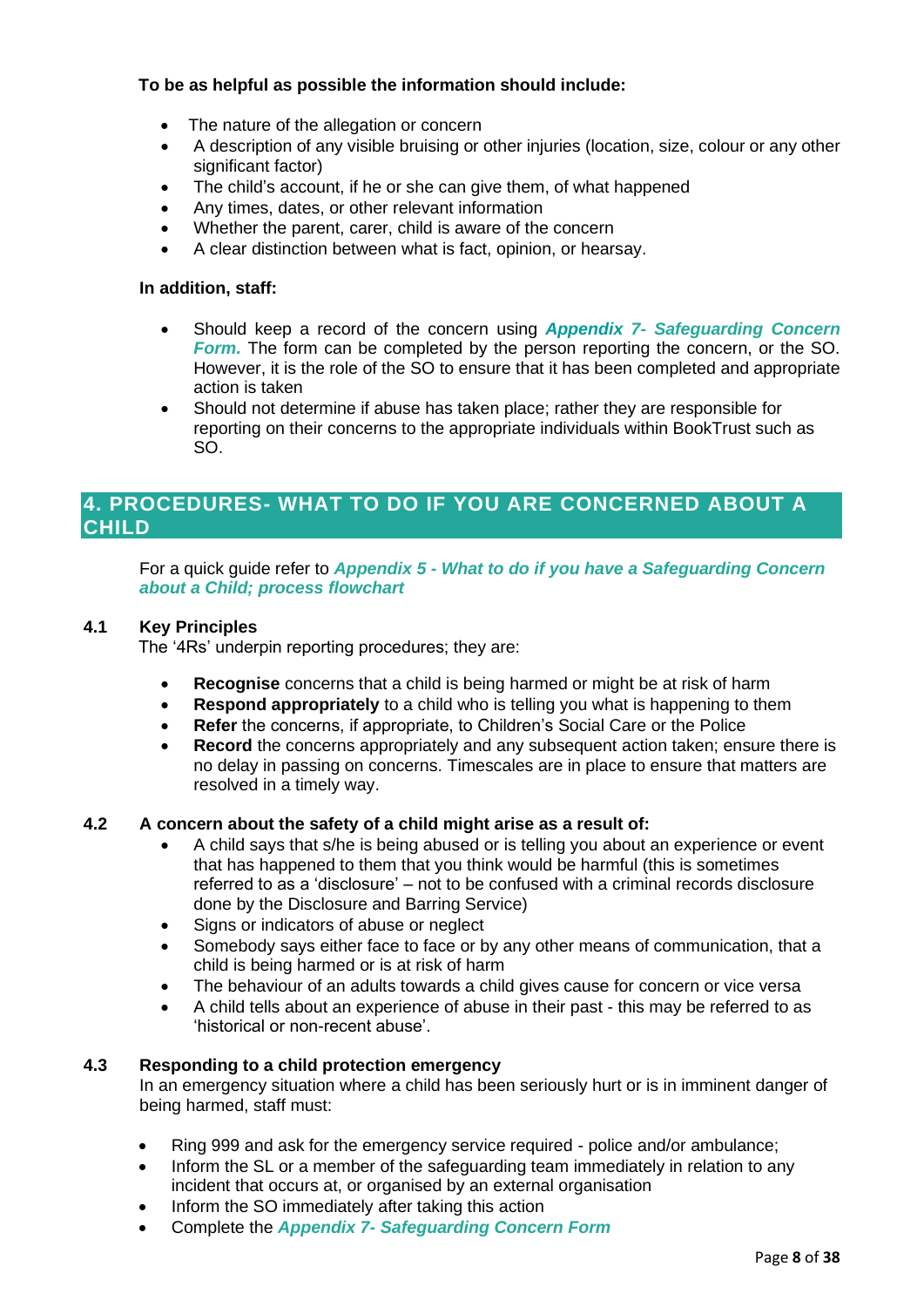**To be as helpful as possible the information should include:**

- The nature of the allegation or concern
- A description of any visible bruising or other injuries (location, size, colour or any other significant factor)
- The child's account, if he or she can give them, of what happened
- Any times, dates, or other relevant information
- Whether the parent, carer, child is aware of the concern
- A clear distinction between what is fact, opinion, or hearsay.

**In addition, staff:**

- Should keep a record of the concern using ***Appendix 7- Safeguarding Concern Form.*** The form can be completed by the person reporting the concern, or the SO. However, it is the role of the SO to ensure that it has been completed and appropriate action is taken
- Should not determine if abuse has taken place; rather they are responsible for reporting on their concerns to the appropriate individuals within BookTrust such as SO.

## 4. PROCEDURES- WHAT TO DO IF YOU ARE CONCERNED ABOUT A CHILD

For a quick guide refer to ***Appendix 5 - What to do if you have a Safeguarding Concern about a Child; process flowchart***

### 4.1 Key Principles

The '4Rs' underpin reporting procedures; they are:

- **Recognise** concerns that a child is being harmed or might be at risk of harm
- **Respond appropriately** to a child who is telling you what is happening to them
- **Refer** the concerns, if appropriate, to Children's Social Care or the Police
- **Record** the concerns appropriately and any subsequent action taken; ensure there is no delay in passing on concerns. Timescales are in place to ensure that matters are resolved in a timely way.

### 4.2 A concern about the safety of a child might arise as a result of:

- A child says that s/he is being abused or is telling you about an experience or event that has happened to them that you think would be harmful (this is sometimes referred to as a 'disclosure' – not to be confused with a criminal records disclosure done by the Disclosure and Barring Service)
- Signs or indicators of abuse or neglect
- Somebody says either face to face or by any other means of communication, that a child is being harmed or is at risk of harm
- The behaviour of an adults towards a child gives cause for concern or vice versa
- A child tells about an experience of abuse in their past - this may be referred to as 'historical or non-recent abuse'.

### 4.3 Responding to a child protection emergency

In an emergency situation where a child has been seriously hurt or is in imminent danger of being harmed, staff must:

- Ring 999 and ask for the emergency service required - police and/or ambulance;
- Inform the SL or a member of the safeguarding team immediately in relation to any incident that occurs at, or organised by an external organisation
- Inform the SO immediately after taking this action
- Complete the ***Appendix 7- Safeguarding Concern Form***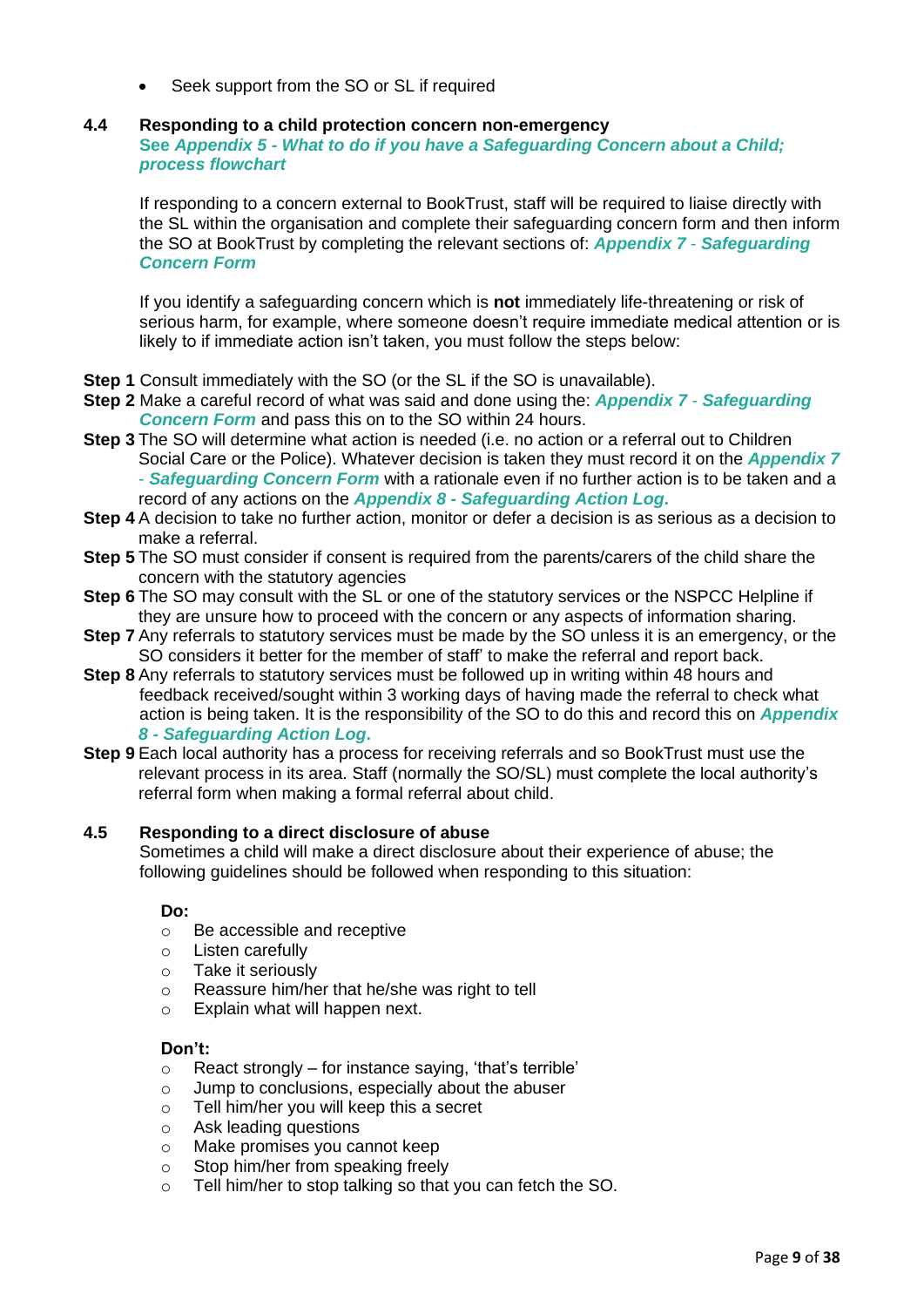- Seek support from the SO or SL if required

### 4.4 Responding to a child protection concern non-emergency

**See *Appendix 5 - What to do if you have a Safeguarding Concern about a Child; process flowchart***

If responding to a concern external to BookTrust, staff will be required to liaise directly with the SL within the organisation and complete their safeguarding concern form and then inform the SO at BookTrust by completing the relevant sections of: ***Appendix 7 - Safeguarding Concern Form***

If you identify a safeguarding concern which is **not** immediately life-threatening or risk of serious harm, for example, where someone doesn't require immediate medical attention or is likely to if immediate action isn't taken, you must follow the steps below:

**Step 1** Consult immediately with the SO (or the SL if the SO is unavailable).

**Step 2** Make a careful record of what was said and done using the: ***Appendix 7 - Safeguarding Concern Form*** and pass this on to the SO within 24 hours.

**Step 3** The SO will determine what action is needed (i.e. no action or a referral out to Children Social Care or the Police). Whatever decision is taken they must record it on the ***Appendix 7 - Safeguarding Concern Form*** with a rationale even if no further action is to be taken and a record of any actions on the ***Appendix 8 - Safeguarding Action Log.***

**Step 4** A decision to take no further action, monitor or defer a decision is as serious as a decision to make a referral.

**Step 5** The SO must consider if consent is required from the parents/carers of the child share the concern with the statutory agencies

**Step 6** The SO may consult with the SL or one of the statutory services or the NSPCC Helpline if they are unsure how to proceed with the concern or any aspects of information sharing.

**Step 7** Any referrals to statutory services must be made by the SO unless it is an emergency, or the SO considers it better for the member of staff' to make the referral and report back.

**Step 8** Any referrals to statutory services must be followed up in writing within 48 hours and feedback received/sought within 3 working days of having made the referral to check what action is being taken. It is the responsibility of the SO to do this and record this on ***Appendix 8 - Safeguarding Action Log.***

**Step 9** Each local authority has a process for receiving referrals and so BookTrust must use the relevant process in its area. Staff (normally the SO/SL) must complete the local authority's referral form when making a formal referral about child.

### 4.5 Responding to a direct disclosure of abuse

Sometimes a child will make a direct disclosure about their experience of abuse; the following guidelines should be followed when responding to this situation:

**Do:**

- Be accessible and receptive
- Listen carefully
- Take it seriously
- Reassure him/her that he/she was right to tell
- Explain what will happen next.

**Don't:**

- React strongly – for instance saying, 'that's terrible'
- Jump to conclusions, especially about the abuser
- Tell him/her you will keep this a secret
- Ask leading questions
- Make promises you cannot keep
- Stop him/her from speaking freely
- Tell him/her to stop talking so that you can fetch the SO.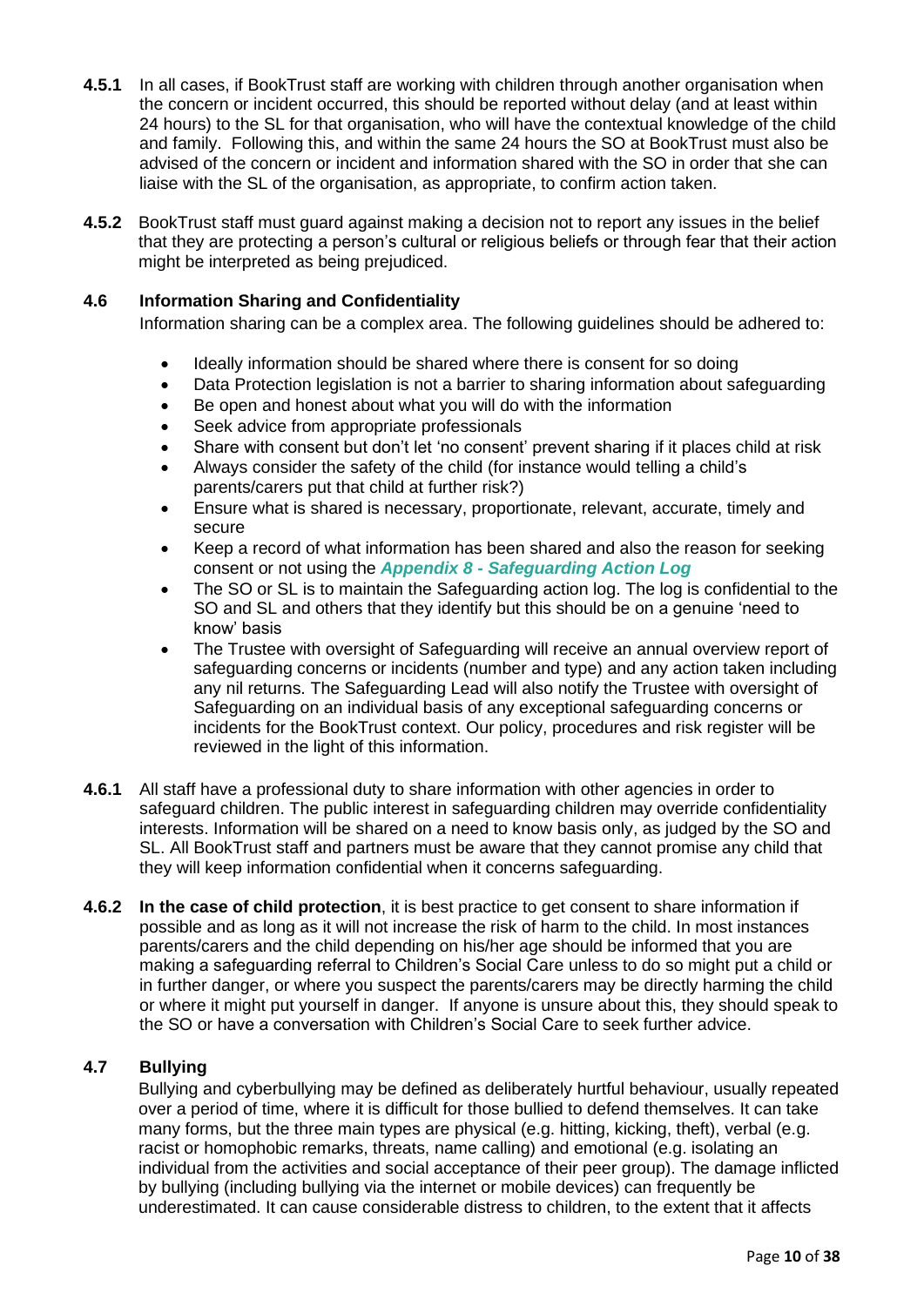**4.5.1** In all cases, if BookTrust staff are working with children through another organisation when the concern or incident occurred, this should be reported without delay (and at least within 24 hours) to the SL for that organisation, who will have the contextual knowledge of the child and family. Following this, and within the same 24 hours the SO at BookTrust must also be advised of the concern or incident and information shared with the SO in order that she can liaise with the SL of the organisation, as appropriate, to confirm action taken.

**4.5.2** BookTrust staff must guard against making a decision not to report any issues in the belief that they are protecting a person's cultural or religious beliefs or through fear that their action might be interpreted as being prejudiced.

### 4.6 Information Sharing and Confidentiality

Information sharing can be a complex area. The following guidelines should be adhered to:

- Ideally information should be shared where there is consent for so doing
- Data Protection legislation is not a barrier to sharing information about safeguarding
- Be open and honest about what you will do with the information
- Seek advice from appropriate professionals
- Share with consent but don't let 'no consent' prevent sharing if it places child at risk
- Always consider the safety of the child (for instance would telling a child's parents/carers put that child at further risk?)
- Ensure what is shared is necessary, proportionate, relevant, accurate, timely and secure
- Keep a record of what information has been shared and also the reason for seeking consent or not using the ***Appendix 8 - Safeguarding Action Log***
- The SO or SL is to maintain the Safeguarding action log. The log is confidential to the SO and SL and others that they identify but this should be on a genuine 'need to know' basis
- The Trustee with oversight of Safeguarding will receive an annual overview report of safeguarding concerns or incidents (number and type) and any action taken including any nil returns. The Safeguarding Lead will also notify the Trustee with oversight of Safeguarding on an individual basis of any exceptional safeguarding concerns or incidents for the BookTrust context. Our policy, procedures and risk register will be reviewed in the light of this information.

**4.6.1** All staff have a professional duty to share information with other agencies in order to safeguard children. The public interest in safeguarding children may override confidentiality interests. Information will be shared on a need to know basis only, as judged by the SO and SL. All BookTrust staff and partners must be aware that they cannot promise any child that they will keep information confidential when it concerns safeguarding.

**4.6.2** **In the case of child protection**, it is best practice to get consent to share information if possible and as long as it will not increase the risk of harm to the child. In most instances parents/carers and the child depending on his/her age should be informed that you are making a safeguarding referral to Children's Social Care unless to do so might put a child or in further danger, or where you suspect the parents/carers may be directly harming the child or where it might put yourself in danger. If anyone is unsure about this, they should speak to the SO or have a conversation with Children's Social Care to seek further advice.

### 4.7 Bullying

Bullying and cyberbullying may be defined as deliberately hurtful behaviour, usually repeated over a period of time, where it is difficult for those bullied to defend themselves. It can take many forms, but the three main types are physical (e.g. hitting, kicking, theft), verbal (e.g. racist or homophobic remarks, threats, name calling) and emotional (e.g. isolating an individual from the activities and social acceptance of their peer group). The damage inflicted by bullying (including bullying via the internet or mobile devices) can frequently be underestimated. It can cause considerable distress to children, to the extent that it affects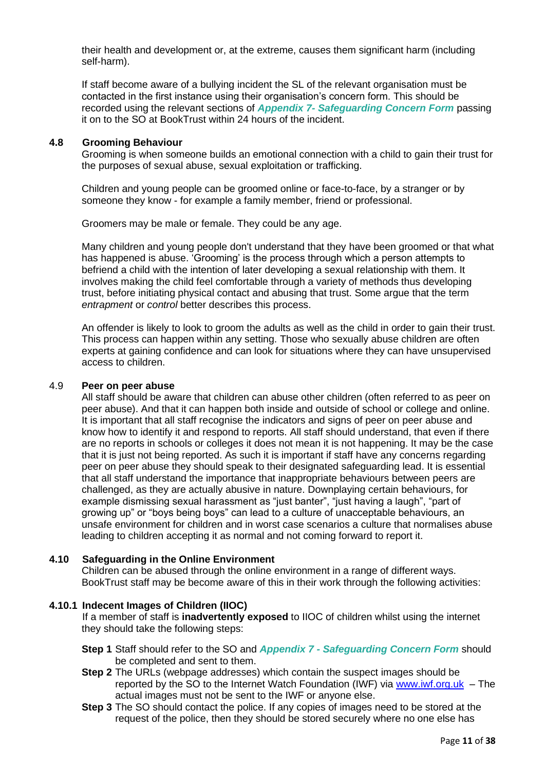their health and development or, at the extreme, causes them significant harm (including self-harm).

If staff become aware of a bullying incident the SL of the relevant organisation must be contacted in the first instance using their organisation's concern form. This should be recorded using the relevant sections of ***Appendix 7- Safeguarding Concern Form*** passing it on to the SO at BookTrust within 24 hours of the incident.

### 4.8 Grooming Behaviour

Grooming is when someone builds an emotional connection with a child to gain their trust for the purposes of sexual abuse, sexual exploitation or trafficking.

Children and young people can be groomed online or face-to-face, by a stranger or by someone they know - for example a family member, friend or professional.

Groomers may be male or female. They could be any age.

Many children and young people don't understand that they have been groomed or that what has happened is abuse. 'Grooming' is the process through which a person attempts to befriend a child with the intention of later developing a sexual relationship with them. It involves making the child feel comfortable through a variety of methods thus developing trust, before initiating physical contact and abusing that trust. Some argue that the term *entrapment* or *control* better describes this process.

An offender is likely to look to groom the adults as well as the child in order to gain their trust. This process can happen within any setting. Those who sexually abuse children are often experts at gaining confidence and can look for situations where they can have unsupervised access to children.

### 4.9 Peer on peer abuse

All staff should be aware that children can abuse other children (often referred to as peer on peer abuse). And that it can happen both inside and outside of school or college and online. It is important that all staff recognise the indicators and signs of peer on peer abuse and know how to identify it and respond to reports. All staff should understand, that even if there are no reports in schools or colleges it does not mean it is not happening. It may be the case that it is just not being reported. As such it is important if staff have any concerns regarding peer on peer abuse they should speak to their designated safeguarding lead. It is essential that all staff understand the importance that inappropriate behaviours between peers are challenged, as they are actually abusive in nature. Downplaying certain behaviours, for example dismissing sexual harassment as "just banter", "just having a laugh", "part of growing up" or "boys being boys" can lead to a culture of unacceptable behaviours, an unsafe environment for children and in worst case scenarios a culture that normalises abuse leading to children accepting it as normal and not coming forward to report it.

### 4.10 Safeguarding in the Online Environment

Children can be abused through the online environment in a range of different ways. BookTrust staff may be become aware of this in their work through the following activities:

#### 4.10.1 Indecent Images of Children (IIOC)

If a member of staff is **inadvertently exposed** to IIOC of children whilst using the internet they should take the following steps:

**Step 1** Staff should refer to the SO and ***Appendix 7 - Safeguarding Concern Form*** should be completed and sent to them.

**Step 2** The URLs (webpage addresses) which contain the suspect images should be reported by the SO to the Internet Watch Foundation (IWF) via [www.iwf.org.uk](www.iwf.org.uk) – The actual images must not be sent to the IWF or anyone else.

**Step 3** The SO should contact the police. If any copies of images need to be stored at the request of the police, then they should be stored securely where no one else has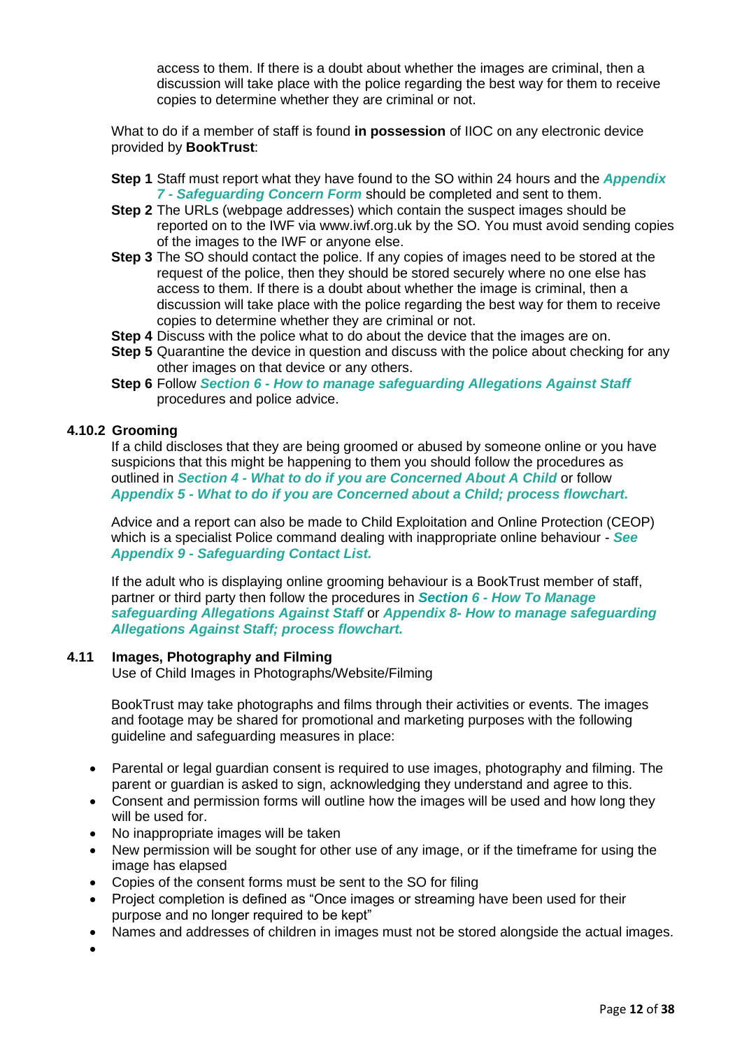access to them. If there is a doubt about whether the images are criminal, then a discussion will take place with the police regarding the best way for them to receive copies to determine whether they are criminal or not.

What to do if a member of staff is found **in possession** of IIOC on any electronic device provided by **BookTrust**:

**Step 1** Staff must report what they have found to the SO within 24 hours and the ***Appendix 7 - Safeguarding Concern Form*** should be completed and sent to them.

**Step 2** The URLs (webpage addresses) which contain the suspect images should be reported on to the IWF via www.iwf.org.uk by the SO. You must avoid sending copies of the images to the IWF or anyone else.

**Step 3** The SO should contact the police. If any copies of images need to be stored at the request of the police, then they should be stored securely where no one else has access to them. If there is a doubt about whether the image is criminal, then a discussion will take place with the police regarding the best way for them to receive copies to determine whether they are criminal or not.

**Step 4** Discuss with the police what to do about the device that the images are on.

**Step 5** Quarantine the device in question and discuss with the police about checking for any other images on that device or any others.

**Step 6** Follow ***Section 6 - How to manage safeguarding Allegations Against Staff*** procedures and police advice.

### 4.10.2 Grooming

If a child discloses that they are being groomed or abused by someone online or you have suspicions that this might be happening to them you should follow the procedures as outlined in ***Section 4 - What to do if you are Concerned About A Child*** or follow ***Appendix 5 - What to do if you are Concerned about a Child; process flowchart.***

Advice and a report can also be made to Child Exploitation and Online Protection (CEOP) which is a specialist Police command dealing with inappropriate online behaviour - ***See Appendix 9 - Safeguarding Contact List.***

If the adult who is displaying online grooming behaviour is a BookTrust member of staff, partner or third party then follow the procedures in ***Section 6 - How To Manage safeguarding Allegations Against Staff*** or ***Appendix 8- How to manage safeguarding Allegations Against Staff; process flowchart.***

### 4.11 Images, Photography and Filming

Use of Child Images in Photographs/Website/Filming

BookTrust may take photographs and films through their activities or events. The images and footage may be shared for promotional and marketing purposes with the following guideline and safeguarding measures in place:

- Parental or legal guardian consent is required to use images, photography and filming. The parent or guardian is asked to sign, acknowledging they understand and agree to this.
- Consent and permission forms will outline how the images will be used and how long they will be used for.
- No inappropriate images will be taken
- New permission will be sought for other use of any image, or if the timeframe for using the image has elapsed
- Copies of the consent forms must be sent to the SO for filing
- Project completion is defined as "Once images or streaming have been used for their purpose and no longer required to be kept"
- Names and addresses of children in images must not be stored alongside the actual images.
-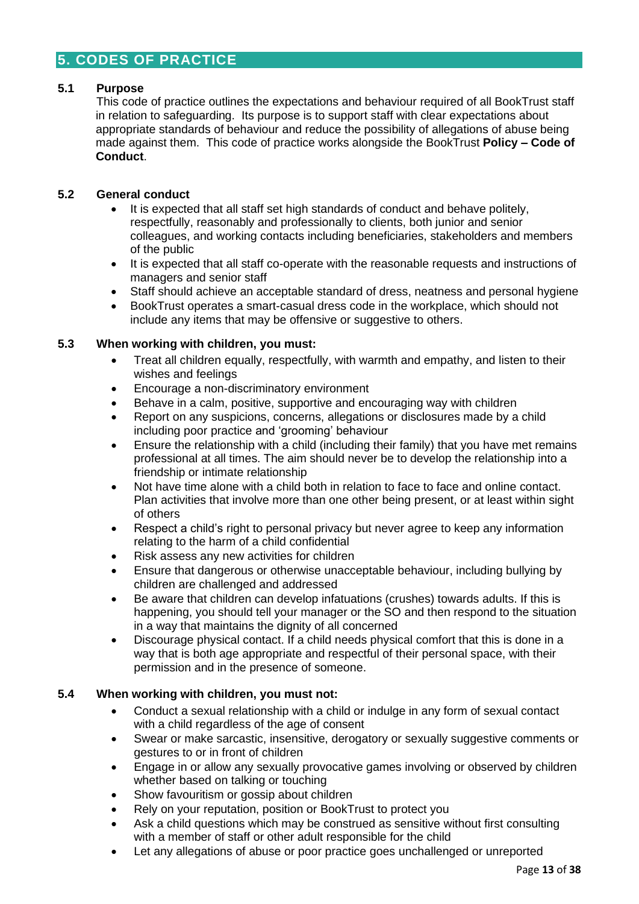## 5. CODES OF PRACTICE

### 5.1 Purpose

This code of practice outlines the expectations and behaviour required of all BookTrust staff in relation to safeguarding. Its purpose is to support staff with clear expectations about appropriate standards of behaviour and reduce the possibility of allegations of abuse being made against them. This code of practice works alongside the BookTrust **Policy – Code of Conduct**.

### 5.2 General conduct

- It is expected that all staff set high standards of conduct and behave politely, respectfully, reasonably and professionally to clients, both junior and senior colleagues, and working contacts including beneficiaries, stakeholders and members of the public
- It is expected that all staff co-operate with the reasonable requests and instructions of managers and senior staff
- Staff should achieve an acceptable standard of dress, neatness and personal hygiene
- BookTrust operates a smart-casual dress code in the workplace, which should not include any items that may be offensive or suggestive to others.

### 5.3 When working with children, you must:

- Treat all children equally, respectfully, with warmth and empathy, and listen to their wishes and feelings
- Encourage a non-discriminatory environment
- Behave in a calm, positive, supportive and encouraging way with children
- Report on any suspicions, concerns, allegations or disclosures made by a child including poor practice and 'grooming' behaviour
- Ensure the relationship with a child (including their family) that you have met remains professional at all times. The aim should never be to develop the relationship into a friendship or intimate relationship
- Not have time alone with a child both in relation to face to face and online contact. Plan activities that involve more than one other being present, or at least within sight of others
- Respect a child's right to personal privacy but never agree to keep any information relating to the harm of a child confidential
- Risk assess any new activities for children
- Ensure that dangerous or otherwise unacceptable behaviour, including bullying by children are challenged and addressed
- Be aware that children can develop infatuations (crushes) towards adults. If this is happening, you should tell your manager or the SO and then respond to the situation in a way that maintains the dignity of all concerned
- Discourage physical contact. If a child needs physical comfort that this is done in a way that is both age appropriate and respectful of their personal space, with their permission and in the presence of someone.

### 5.4 When working with children, you must not:

- Conduct a sexual relationship with a child or indulge in any form of sexual contact with a child regardless of the age of consent
- Swear or make sarcastic, insensitive, derogatory or sexually suggestive comments or gestures to or in front of children
- Engage in or allow any sexually provocative games involving or observed by children whether based on talking or touching
- Show favouritism or gossip about children
- Rely on your reputation, position or BookTrust to protect you
- Ask a child questions which may be construed as sensitive without first consulting with a member of staff or other adult responsible for the child
- Let any allegations of abuse or poor practice goes unchallenged or unreported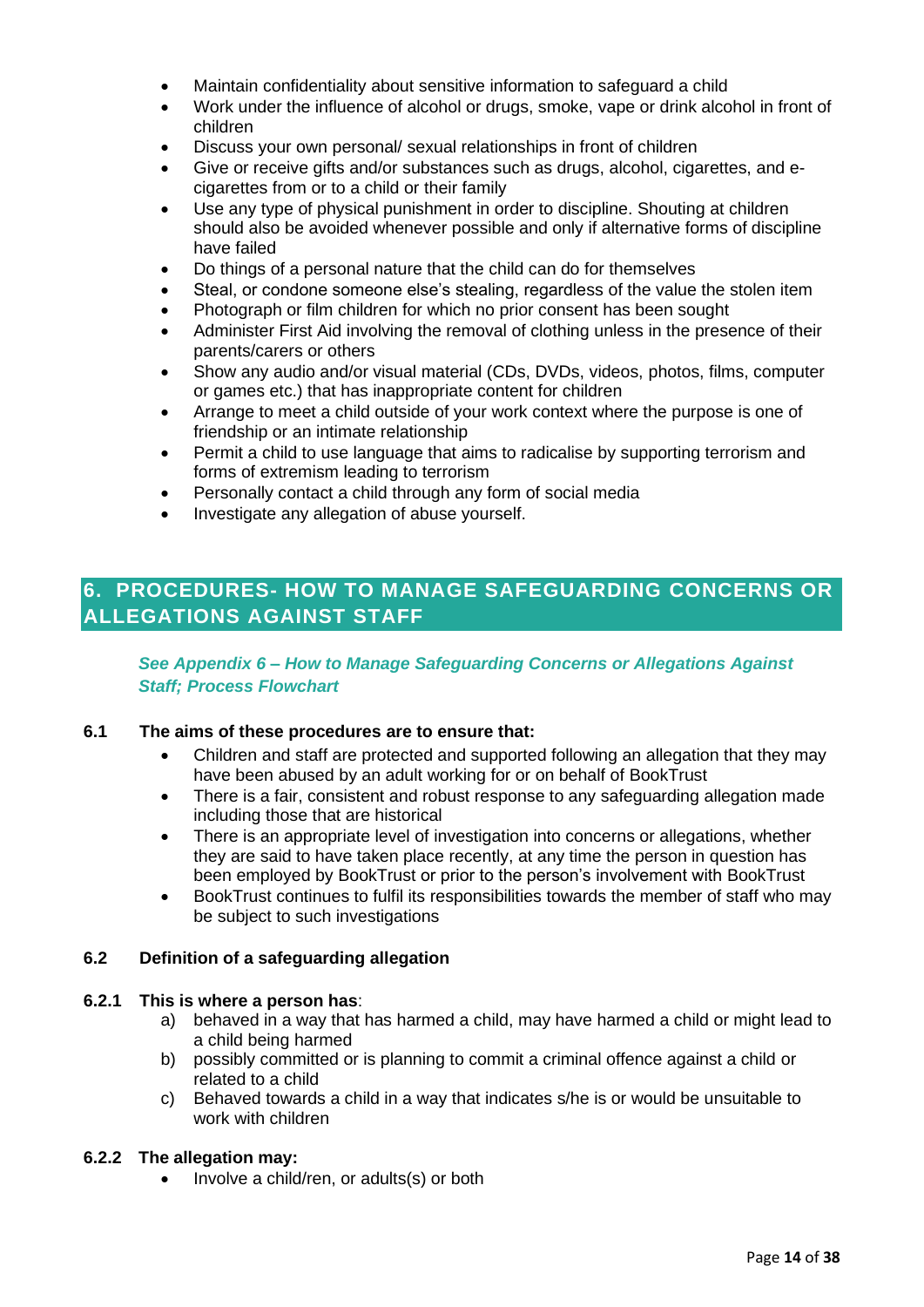- Maintain confidentiality about sensitive information to safeguard a child
- Work under the influence of alcohol or drugs, smoke, vape or drink alcohol in front of children
- Discuss your own personal/ sexual relationships in front of children
- Give or receive gifts and/or substances such as drugs, alcohol, cigarettes, and e-cigarettes from or to a child or their family
- Use any type of physical punishment in order to discipline. Shouting at children should also be avoided whenever possible and only if alternative forms of discipline have failed
- Do things of a personal nature that the child can do for themselves
- Steal, or condone someone else's stealing, regardless of the value the stolen item
- Photograph or film children for which no prior consent has been sought
- Administer First Aid involving the removal of clothing unless in the presence of their parents/carers or others
- Show any audio and/or visual material (CDs, DVDs, videos, photos, films, computer or games etc.) that has inappropriate content for children
- Arrange to meet a child outside of your work context where the purpose is one of friendship or an intimate relationship
- Permit a child to use language that aims to radicalise by supporting terrorism and forms of extremism leading to terrorism
- Personally contact a child through any form of social media
- Investigate any allegation of abuse yourself.

## 6. PROCEDURES- HOW TO MANAGE SAFEGUARDING CONCERNS OR ALLEGATIONS AGAINST STAFF

***See Appendix 6 – How to Manage Safeguarding Concerns or Allegations Against Staff; Process Flowchart***

**6.1 The aims of these procedures are to ensure that:**

- Children and staff are protected and supported following an allegation that they may have been abused by an adult working for or on behalf of BookTrust
- There is a fair, consistent and robust response to any safeguarding allegation made including those that are historical
- There is an appropriate level of investigation into concerns or allegations, whether they are said to have taken place recently, at any time the person in question has been employed by BookTrust or prior to the person's involvement with BookTrust
- BookTrust continues to fulfil its responsibilities towards the member of staff who may be subject to such investigations

**6.2 Definition of a safeguarding allegation**

**6.2.1 This is where a person has**:

a) behaved in a way that has harmed a child, may have harmed a child or might lead to a child being harmed
b) possibly committed or is planning to commit a criminal offence against a child or related to a child
c) Behaved towards a child in a way that indicates s/he is or would be unsuitable to work with children

**6.2.2 The allegation may:**

- Involve a child/ren, or adults(s) or both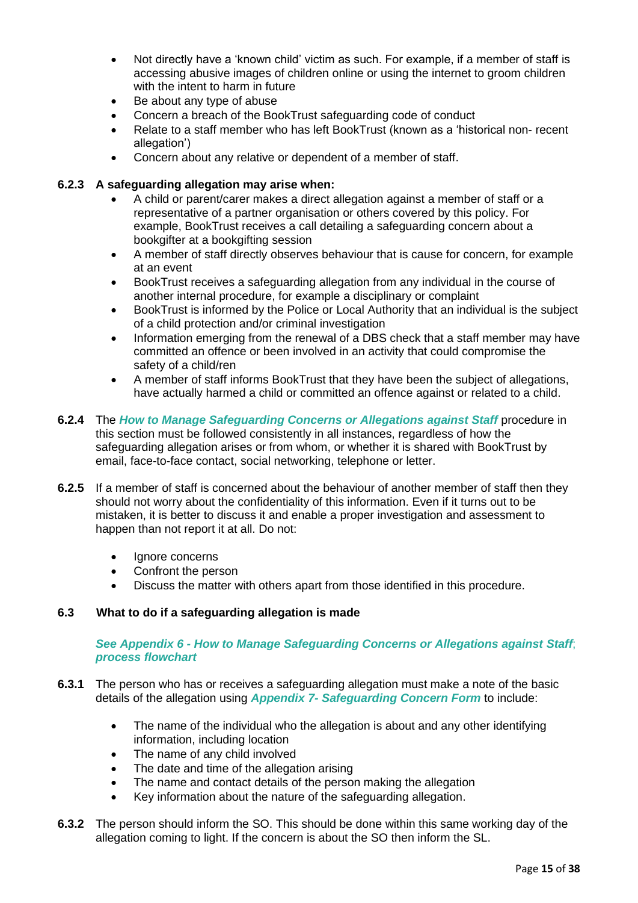- Not directly have a 'known child' victim as such. For example, if a member of staff is accessing abusive images of children online or using the internet to groom children with the intent to harm in future
- Be about any type of abuse
- Concern a breach of the BookTrust safeguarding code of conduct
- Relate to a staff member who has left BookTrust (known as a 'historical non- recent allegation')
- Concern about any relative or dependent of a member of staff.

**6.2.3 A safeguarding allegation may arise when:**

- A child or parent/carer makes a direct allegation against a member of staff or a representative of a partner organisation or others covered by this policy. For example, BookTrust receives a call detailing a safeguarding concern about a bookgifter at a bookgifting session
- A member of staff directly observes behaviour that is cause for concern, for example at an event
- BookTrust receives a safeguarding allegation from any individual in the course of another internal procedure, for example a disciplinary or complaint
- BookTrust is informed by the Police or Local Authority that an individual is the subject of a child protection and/or criminal investigation
- Information emerging from the renewal of a DBS check that a staff member may have committed an offence or been involved in an activity that could compromise the safety of a child/ren
- A member of staff informs BookTrust that they have been the subject of allegations, have actually harmed a child or committed an offence against or related to a child.

**6.2.4** The ***How to Manage Safeguarding Concerns or Allegations against Staff*** procedure in this section must be followed consistently in all instances, regardless of how the safeguarding allegation arises or from whom, or whether it is shared with BookTrust by email, face-to-face contact, social networking, telephone or letter.

**6.2.5** If a member of staff is concerned about the behaviour of another member of staff then they should not worry about the confidentiality of this information. Even if it turns out to be mistaken, it is better to discuss it and enable a proper investigation and assessment to happen than not report it at all. Do not:

- Ignore concerns
- Confront the person
- Discuss the matter with others apart from those identified in this procedure.

### 6.3 What to do if a safeguarding allegation is made

***See Appendix 6 - How to Manage Safeguarding Concerns or Allegations against Staff; process flowchart***

**6.3.1** The person who has or receives a safeguarding allegation must make a note of the basic details of the allegation using ***Appendix 7- Safeguarding Concern Form*** to include:

- The name of the individual who the allegation is about and any other identifying information, including location
- The name of any child involved
- The date and time of the allegation arising
- The name and contact details of the person making the allegation
- Key information about the nature of the safeguarding allegation.

**6.3.2** The person should inform the SO. This should be done within this same working day of the allegation coming to light. If the concern is about the SO then inform the SL.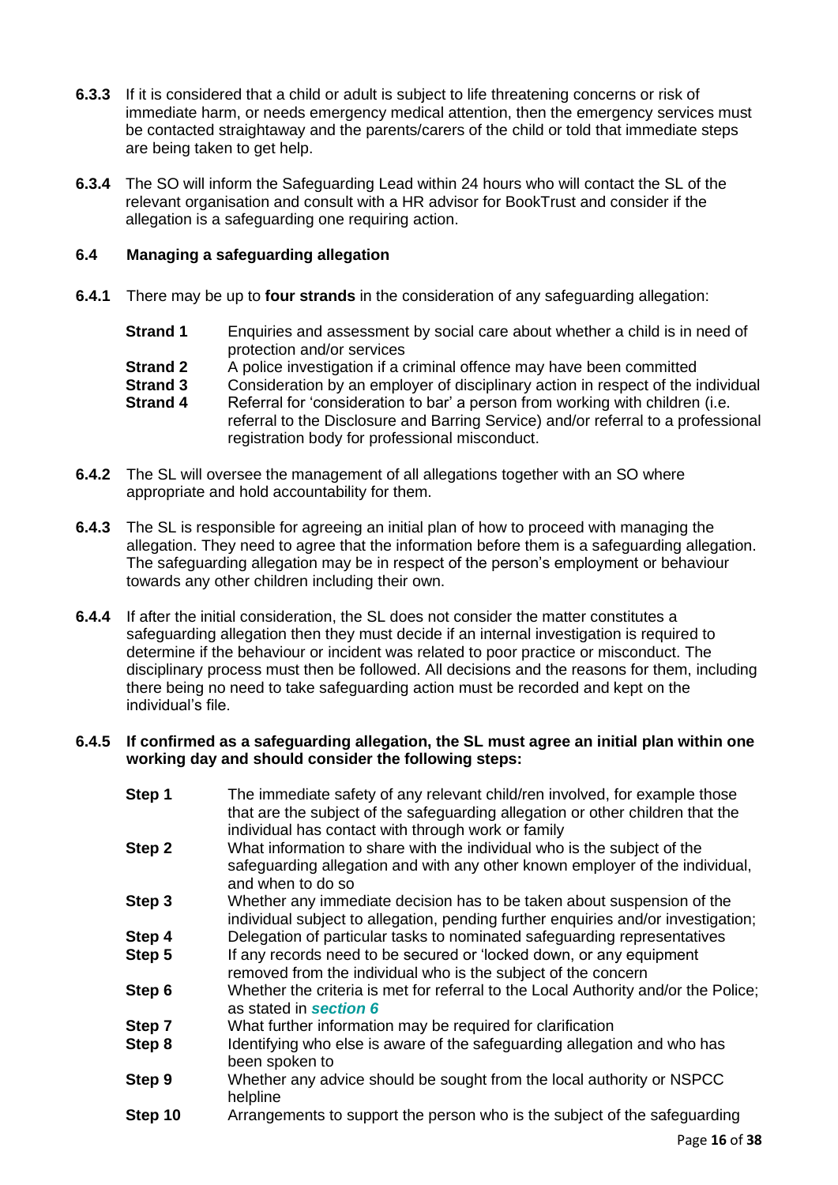**6.3.3** If it is considered that a child or adult is subject to life threatening concerns or risk of immediate harm, or needs emergency medical attention, then the emergency services must be contacted straightaway and the parents/carers of the child or told that immediate steps are being taken to get help.

**6.3.4** The SO will inform the Safeguarding Lead within 24 hours who will contact the SL of the relevant organisation and consult with a HR advisor for BookTrust and consider if the allegation is a safeguarding one requiring action.

### 6.4 Managing a safeguarding allegation

**6.4.1** There may be up to **four strands** in the consideration of any safeguarding allegation:

**Strand 1** Enquiries and assessment by social care about whether a child is in need of protection and/or services

**Strand 2** A police investigation if a criminal offence may have been committed

**Strand 3** Consideration by an employer of disciplinary action in respect of the individual

**Strand 4** Referral for 'consideration to bar' a person from working with children (i.e. referral to the Disclosure and Barring Service) and/or referral to a professional registration body for professional misconduct.

**6.4.2** The SL will oversee the management of all allegations together with an SO where appropriate and hold accountability for them.

**6.4.3** The SL is responsible for agreeing an initial plan of how to proceed with managing the allegation. They need to agree that the information before them is a safeguarding allegation. The safeguarding allegation may be in respect of the person's employment or behaviour towards any other children including their own.

**6.4.4** If after the initial consideration, the SL does not consider the matter constitutes a safeguarding allegation then they must decide if an internal investigation is required to determine if the behaviour or incident was related to poor practice or misconduct. The disciplinary process must then be followed. All decisions and the reasons for them, including there being no need to take safeguarding action must be recorded and kept on the individual's file.

**6.4.5 If confirmed as a safeguarding allegation, the SL must agree an initial plan within one working day and should consider the following steps:**

**Step 1** The immediate safety of any relevant child/ren involved, for example those that are the subject of the safeguarding allegation or other children that the individual has contact with through work or family

**Step 2** What information to share with the individual who is the subject of the safeguarding allegation and with any other known employer of the individual, and when to do so

**Step 3** Whether any immediate decision has to be taken about suspension of the individual subject to allegation, pending further enquiries and/or investigation;

**Step 4** Delegation of particular tasks to nominated safeguarding representatives

**Step 5** If any records need to be secured or 'locked down, or any equipment removed from the individual who is the subject of the concern

**Step 6** Whether the criteria is met for referral to the Local Authority and/or the Police; as stated in ***section 6***

**Step 7** What further information may be required for clarification

**Step 8** Identifying who else is aware of the safeguarding allegation and who has been spoken to

**Step 9** Whether any advice should be sought from the local authority or NSPCC helpline

**Step 10** Arrangements to support the person who is the subject of the safeguarding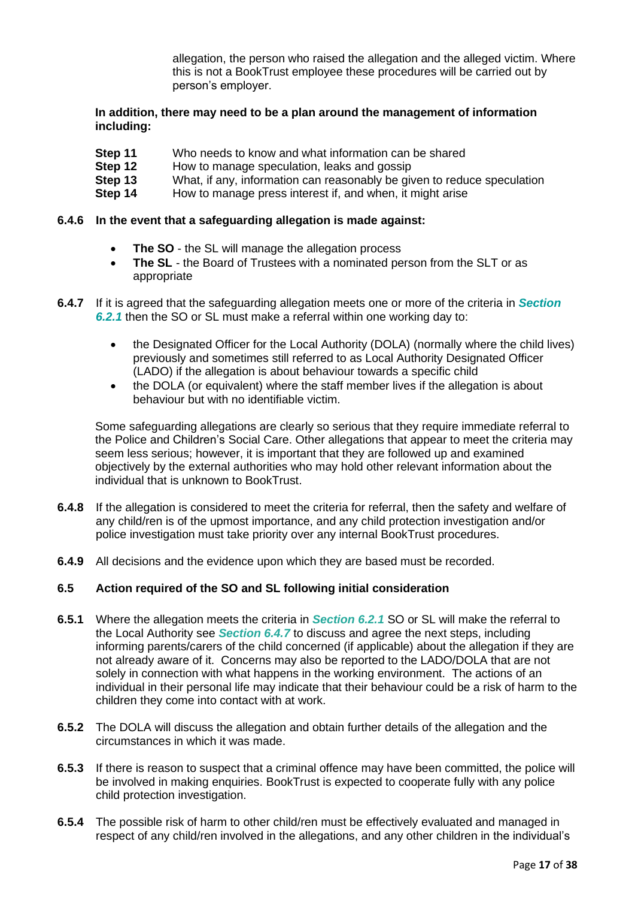allegation, the person who raised the allegation and the alleged victim. Where this is not a BookTrust employee these procedures will be carried out by person's employer.

**In addition, there may need to be a plan around the management of information including:**

**Step 11** Who needs to know and what information can be shared
**Step 12** How to manage speculation, leaks and gossip
**Step 13** What, if any, information can reasonably be given to reduce speculation
**Step 14** How to manage press interest if, and when, it might arise

**6.4.6 In the event that a safeguarding allegation is made against:**

- **The SO** - the SL will manage the allegation process
- **The SL** - the Board of Trustees with a nominated person from the SLT or as appropriate

**6.4.7** If it is agreed that the safeguarding allegation meets one or more of the criteria in ***Section 6.2.1*** then the SO or SL must make a referral within one working day to:

- the Designated Officer for the Local Authority (DOLA) (normally where the child lives) previously and sometimes still referred to as Local Authority Designated Officer (LADO) if the allegation is about behaviour towards a specific child
- the DOLA (or equivalent) where the staff member lives if the allegation is about behaviour but with no identifiable victim.

Some safeguarding allegations are clearly so serious that they require immediate referral to the Police and Children's Social Care. Other allegations that appear to meet the criteria may seem less serious; however, it is important that they are followed up and examined objectively by the external authorities who may hold other relevant information about the individual that is unknown to BookTrust.

**6.4.8** If the allegation is considered to meet the criteria for referral, then the safety and welfare of any child/ren is of the upmost importance, and any child protection investigation and/or police investigation must take priority over any internal BookTrust procedures.

**6.4.9** All decisions and the evidence upon which they are based must be recorded.

### 6.5 Action required of the SO and SL following initial consideration

**6.5.1** Where the allegation meets the criteria in ***Section 6.2.1*** SO or SL will make the referral to the Local Authority see ***Section 6.4.7*** to discuss and agree the next steps, including informing parents/carers of the child concerned (if applicable) about the allegation if they are not already aware of it. Concerns may also be reported to the LADO/DOLA that are not solely in connection with what happens in the working environment. The actions of an individual in their personal life may indicate that their behaviour could be a risk of harm to the children they come into contact with at work.

**6.5.2** The DOLA will discuss the allegation and obtain further details of the allegation and the circumstances in which it was made.

**6.5.3** If there is reason to suspect that a criminal offence may have been committed, the police will be involved in making enquiries. BookTrust is expected to cooperate fully with any police child protection investigation.

**6.5.4** The possible risk of harm to other child/ren must be effectively evaluated and managed in respect of any child/ren involved in the allegations, and any other children in the individual's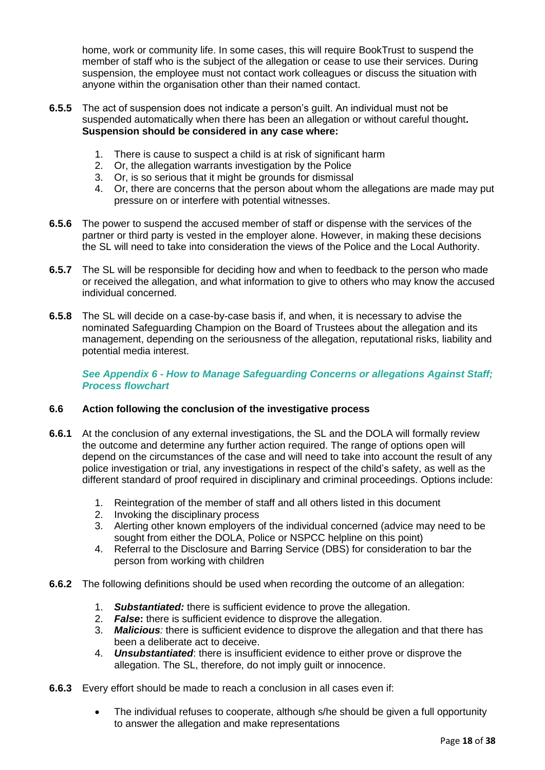home, work or community life. In some cases, this will require BookTrust to suspend the member of staff who is the subject of the allegation or cease to use their services. During suspension, the employee must not contact work colleagues or discuss the situation with anyone within the organisation other than their named contact.

**6.5.5** The act of suspension does not indicate a person's guilt. An individual must not be suspended automatically when there has been an allegation or without careful thought**. Suspension should be considered in any case where:**

1. There is cause to suspect a child is at risk of significant harm
2. Or, the allegation warrants investigation by the Police
3. Or, is so serious that it might be grounds for dismissal
4. Or, there are concerns that the person about whom the allegations are made may put pressure on or interfere with potential witnesses.

**6.5.6** The power to suspend the accused member of staff or dispense with the services of the partner or third party is vested in the employer alone. However, in making these decisions the SL will need to take into consideration the views of the Police and the Local Authority.

**6.5.7** The SL will be responsible for deciding how and when to feedback to the person who made or received the allegation, and what information to give to others who may know the accused individual concerned.

**6.5.8** The SL will decide on a case-by-case basis if, and when, it is necessary to advise the nominated Safeguarding Champion on the Board of Trustees about the allegation and its management, depending on the seriousness of the allegation, reputational risks, liability and potential media interest.

***See Appendix 6 - How to Manage Safeguarding Concerns or allegations Against Staff; Process flowchart***

### 6.6 Action following the conclusion of the investigative process

**6.6.1** At the conclusion of any external investigations, the SL and the DOLA will formally review the outcome and determine any further action required. The range of options open will depend on the circumstances of the case and will need to take into account the result of any police investigation or trial, any investigations in respect of the child's safety, as well as the different standard of proof required in disciplinary and criminal proceedings. Options include:

1. Reintegration of the member of staff and all others listed in this document
2. Invoking the disciplinary process
3. Alerting other known employers of the individual concerned (advice may need to be sought from either the DOLA, Police or NSPCC helpline on this point)
4. Referral to the Disclosure and Barring Service (DBS) for consideration to bar the person from working with children

**6.6.2** The following definitions should be used when recording the outcome of an allegation:

1. ***Substantiated:*** there is sufficient evidence to prove the allegation.
2. ***False*:** there is sufficient evidence to disprove the allegation.
3. ***Malicious**:* there is sufficient evidence to disprove the allegation and that there has been a deliberate act to deceive.
4. ***Unsubstantiated***: there is insufficient evidence to either prove or disprove the allegation. The SL, therefore, do not imply guilt or innocence.

**6.6.3** Every effort should be made to reach a conclusion in all cases even if:

- The individual refuses to cooperate, although s/he should be given a full opportunity to answer the allegation and make representations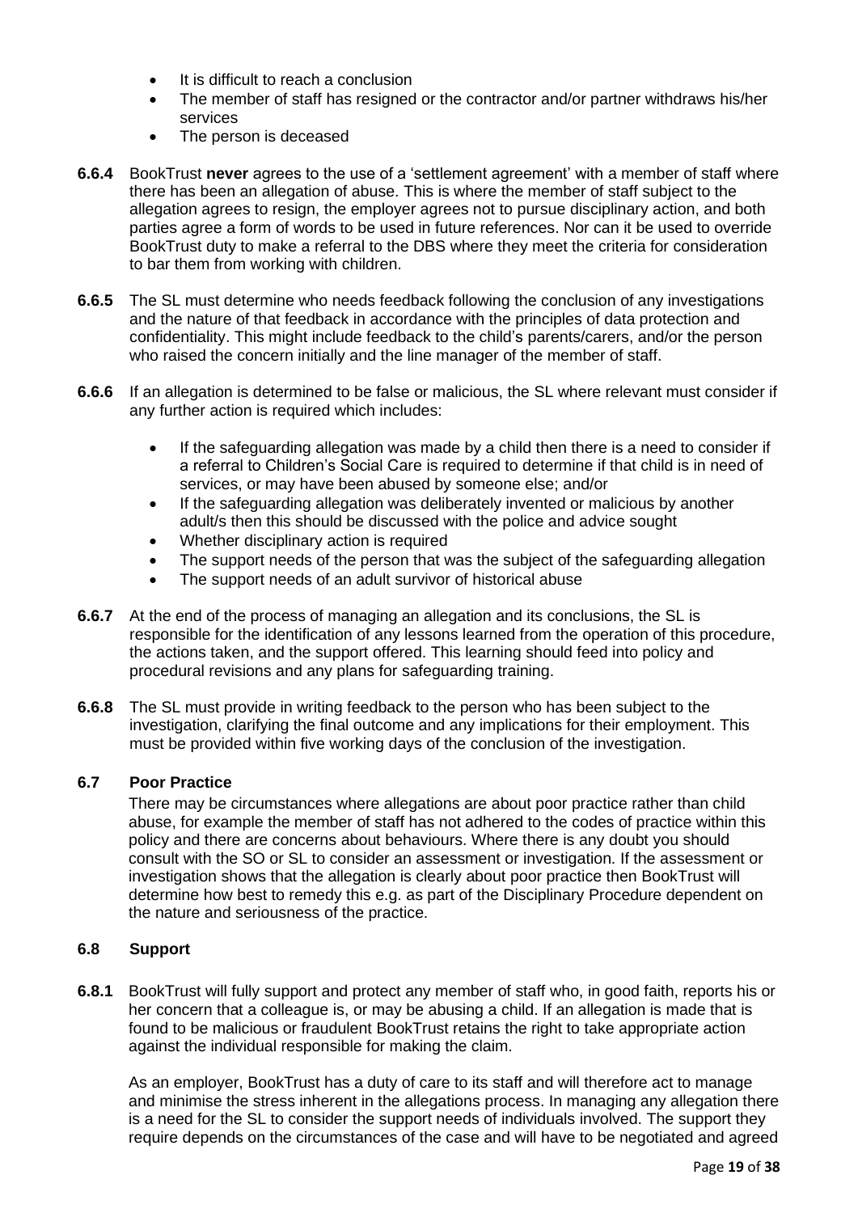- It is difficult to reach a conclusion
- The member of staff has resigned or the contractor and/or partner withdraws his/her services
- The person is deceased

**6.6.4** BookTrust **never** agrees to the use of a 'settlement agreement' with a member of staff where there has been an allegation of abuse. This is where the member of staff subject to the allegation agrees to resign, the employer agrees not to pursue disciplinary action, and both parties agree a form of words to be used in future references. Nor can it be used to override BookTrust duty to make a referral to the DBS where they meet the criteria for consideration to bar them from working with children.

**6.6.5** The SL must determine who needs feedback following the conclusion of any investigations and the nature of that feedback in accordance with the principles of data protection and confidentiality. This might include feedback to the child's parents/carers, and/or the person who raised the concern initially and the line manager of the member of staff.

**6.6.6** If an allegation is determined to be false or malicious, the SL where relevant must consider if any further action is required which includes:

- If the safeguarding allegation was made by a child then there is a need to consider if a referral to Children's Social Care is required to determine if that child is in need of services, or may have been abused by someone else; and/or
- If the safeguarding allegation was deliberately invented or malicious by another adult/s then this should be discussed with the police and advice sought
- Whether disciplinary action is required
- The support needs of the person that was the subject of the safeguarding allegation
- The support needs of an adult survivor of historical abuse

**6.6.7** At the end of the process of managing an allegation and its conclusions, the SL is responsible for the identification of any lessons learned from the operation of this procedure, the actions taken, and the support offered. This learning should feed into policy and procedural revisions and any plans for safeguarding training.

**6.6.8** The SL must provide in writing feedback to the person who has been subject to the investigation, clarifying the final outcome and any implications for their employment. This must be provided within five working days of the conclusion of the investigation.

### 6.7 Poor Practice

There may be circumstances where allegations are about poor practice rather than child abuse, for example the member of staff has not adhered to the codes of practice within this policy and there are concerns about behaviours. Where there is any doubt you should consult with the SO or SL to consider an assessment or investigation. If the assessment or investigation shows that the allegation is clearly about poor practice then BookTrust will determine how best to remedy this e.g. as part of the Disciplinary Procedure dependent on the nature and seriousness of the practice.

### 6.8 Support

**6.8.1** BookTrust will fully support and protect any member of staff who, in good faith, reports his or her concern that a colleague is, or may be abusing a child. If an allegation is made that is found to be malicious or fraudulent BookTrust retains the right to take appropriate action against the individual responsible for making the claim.

As an employer, BookTrust has a duty of care to its staff and will therefore act to manage and minimise the stress inherent in the allegations process. In managing any allegation there is a need for the SL to consider the support needs of individuals involved. The support they require depends on the circumstances of the case and will have to be negotiated and agreed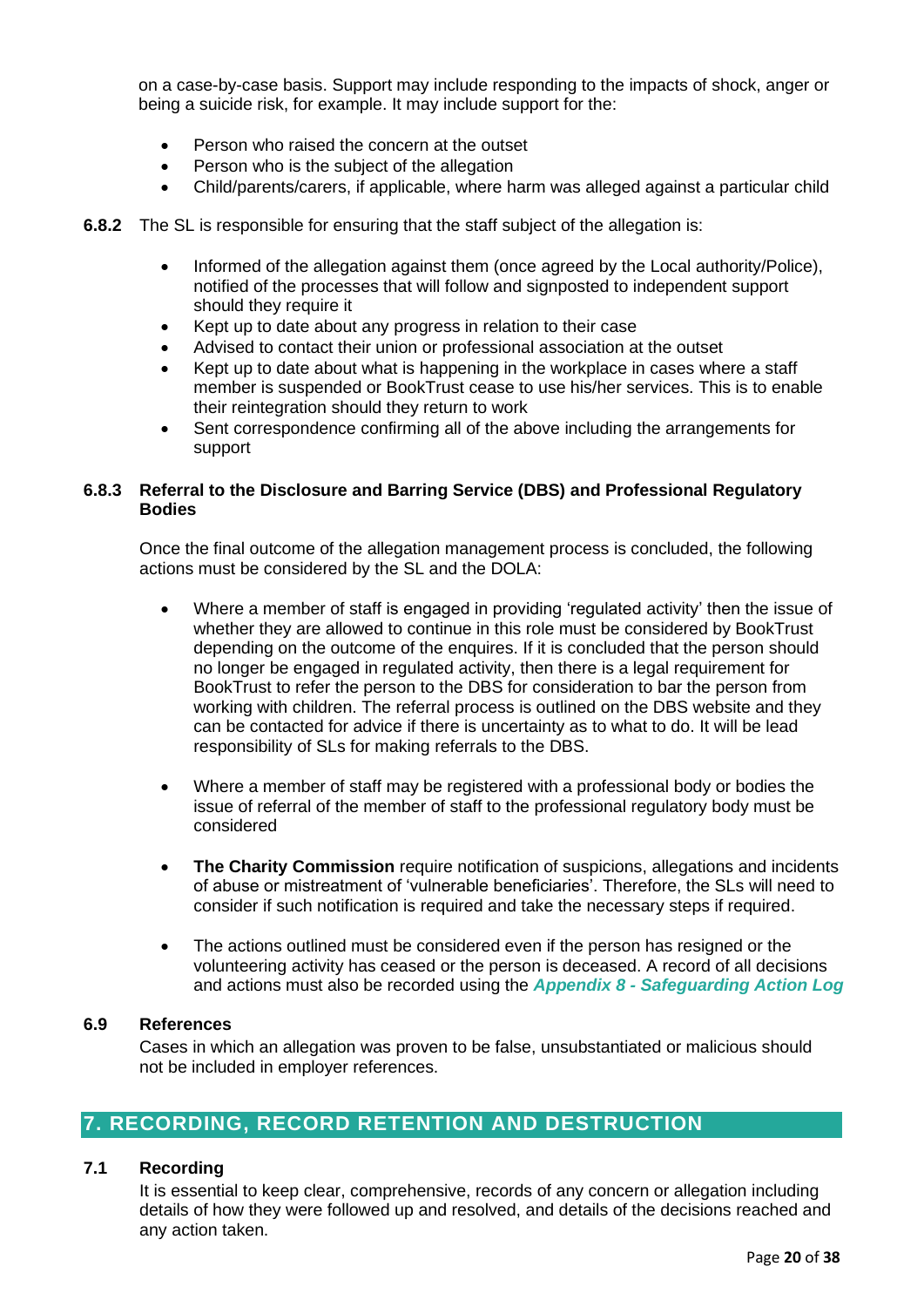on a case-by-case basis. Support may include responding to the impacts of shock, anger or being a suicide risk, for example. It may include support for the:

- Person who raised the concern at the outset
- Person who is the subject of the allegation
- Child/parents/carers, if applicable, where harm was alleged against a particular child

**6.8.2** The SL is responsible for ensuring that the staff subject of the allegation is:

- Informed of the allegation against them (once agreed by the Local authority/Police), notified of the processes that will follow and signposted to independent support should they require it
- Kept up to date about any progress in relation to their case
- Advised to contact their union or professional association at the outset
- Kept up to date about what is happening in the workplace in cases where a staff member is suspended or BookTrust cease to use his/her services. This is to enable their reintegration should they return to work
- Sent correspondence confirming all of the above including the arrangements for support

**6.8.3 Referral to the Disclosure and Barring Service (DBS) and Professional Regulatory Bodies**

Once the final outcome of the allegation management process is concluded, the following actions must be considered by the SL and the DOLA:

- Where a member of staff is engaged in providing 'regulated activity' then the issue of whether they are allowed to continue in this role must be considered by BookTrust depending on the outcome of the enquires. If it is concluded that the person should no longer be engaged in regulated activity, then there is a legal requirement for BookTrust to refer the person to the DBS for consideration to bar the person from working with children. The referral process is outlined on the DBS website and they can be contacted for advice if there is uncertainty as to what to do. It will be lead responsibility of SLs for making referrals to the DBS.

- Where a member of staff may be registered with a professional body or bodies the issue of referral of the member of staff to the professional regulatory body must be considered

- **The Charity Commission** require notification of suspicions, allegations and incidents of abuse or mistreatment of 'vulnerable beneficiaries'. Therefore, the SLs will need to consider if such notification is required and take the necessary steps if required.

- The actions outlined must be considered even if the person has resigned or the volunteering activity has ceased or the person is deceased. A record of all decisions and actions must also be recorded using the ***Appendix 8 - Safeguarding Action Log***

**6.9 References**

Cases in which an allegation was proven to be false, unsubstantiated or malicious should not be included in employer references.

## 7. RECORDING, RECORD RETENTION AND DESTRUCTION

**7.1 Recording**

It is essential to keep clear, comprehensive, records of any concern or allegation including details of how they were followed up and resolved, and details of the decisions reached and any action taken.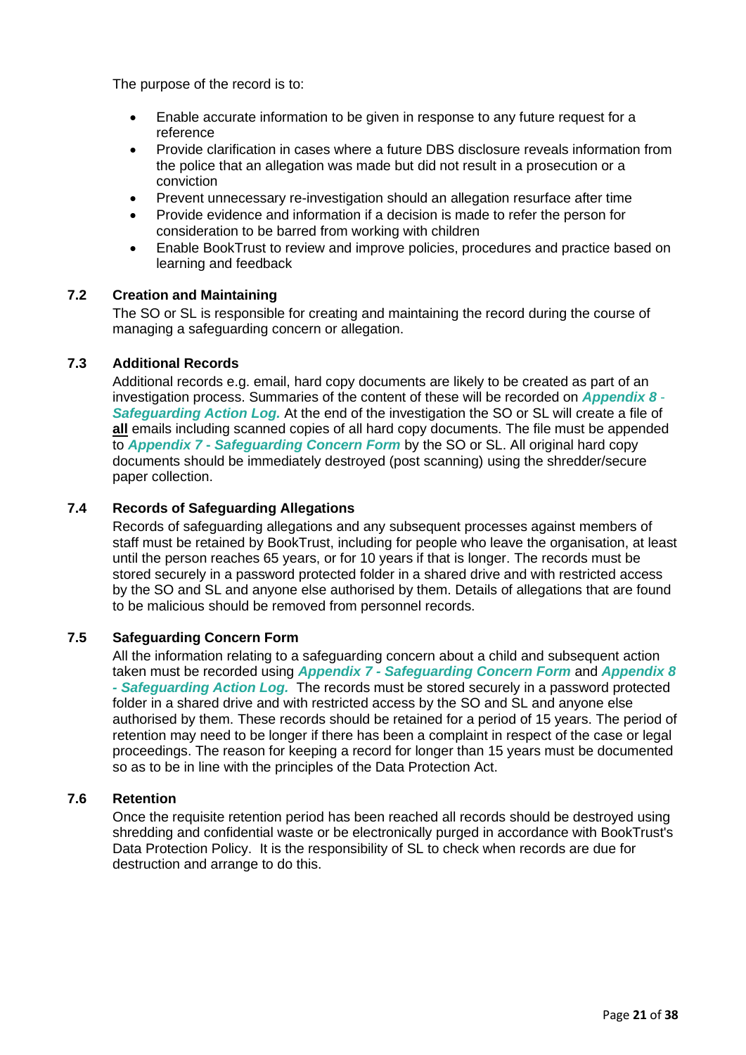The purpose of the record is to:

- Enable accurate information to be given in response to any future request for a reference
- Provide clarification in cases where a future DBS disclosure reveals information from the police that an allegation was made but did not result in a prosecution or a conviction
- Prevent unnecessary re-investigation should an allegation resurface after time
- Provide evidence and information if a decision is made to refer the person for consideration to be barred from working with children
- Enable BookTrust to review and improve policies, procedures and practice based on learning and feedback

### 7.2 Creation and Maintaining

The SO or SL is responsible for creating and maintaining the record during the course of managing a safeguarding concern or allegation.

### 7.3 Additional Records

Additional records e.g. email, hard copy documents are likely to be created as part of an investigation process. Summaries of the content of these will be recorded on ***Appendix 8 - Safeguarding Action Log.*** At the end of the investigation the SO or SL will create a file of **all** emails including scanned copies of all hard copy documents. The file must be appended to ***Appendix 7 - Safeguarding Concern Form*** by the SO or SL. All original hard copy documents should be immediately destroyed (post scanning) using the shredder/secure paper collection.

### 7.4 Records of Safeguarding Allegations

Records of safeguarding allegations and any subsequent processes against members of staff must be retained by BookTrust, including for people who leave the organisation, at least until the person reaches 65 years, or for 10 years if that is longer. The records must be stored securely in a password protected folder in a shared drive and with restricted access by the SO and SL and anyone else authorised by them. Details of allegations that are found to be malicious should be removed from personnel records.

### 7.5 Safeguarding Concern Form

All the information relating to a safeguarding concern about a child and subsequent action taken must be recorded using ***Appendix 7 - Safeguarding Concern Form*** and ***Appendix 8 - Safeguarding Action Log.*** The records must be stored securely in a password protected folder in a shared drive and with restricted access by the SO and SL and anyone else authorised by them. These records should be retained for a period of 15 years. The period of retention may need to be longer if there has been a complaint in respect of the case or legal proceedings. The reason for keeping a record for longer than 15 years must be documented so as to be in line with the principles of the Data Protection Act.

### 7.6 Retention

Once the requisite retention period has been reached all records should be destroyed using shredding and confidential waste or be electronically purged in accordance with BookTrust's Data Protection Policy. It is the responsibility of SL to check when records are due for destruction and arrange to do this.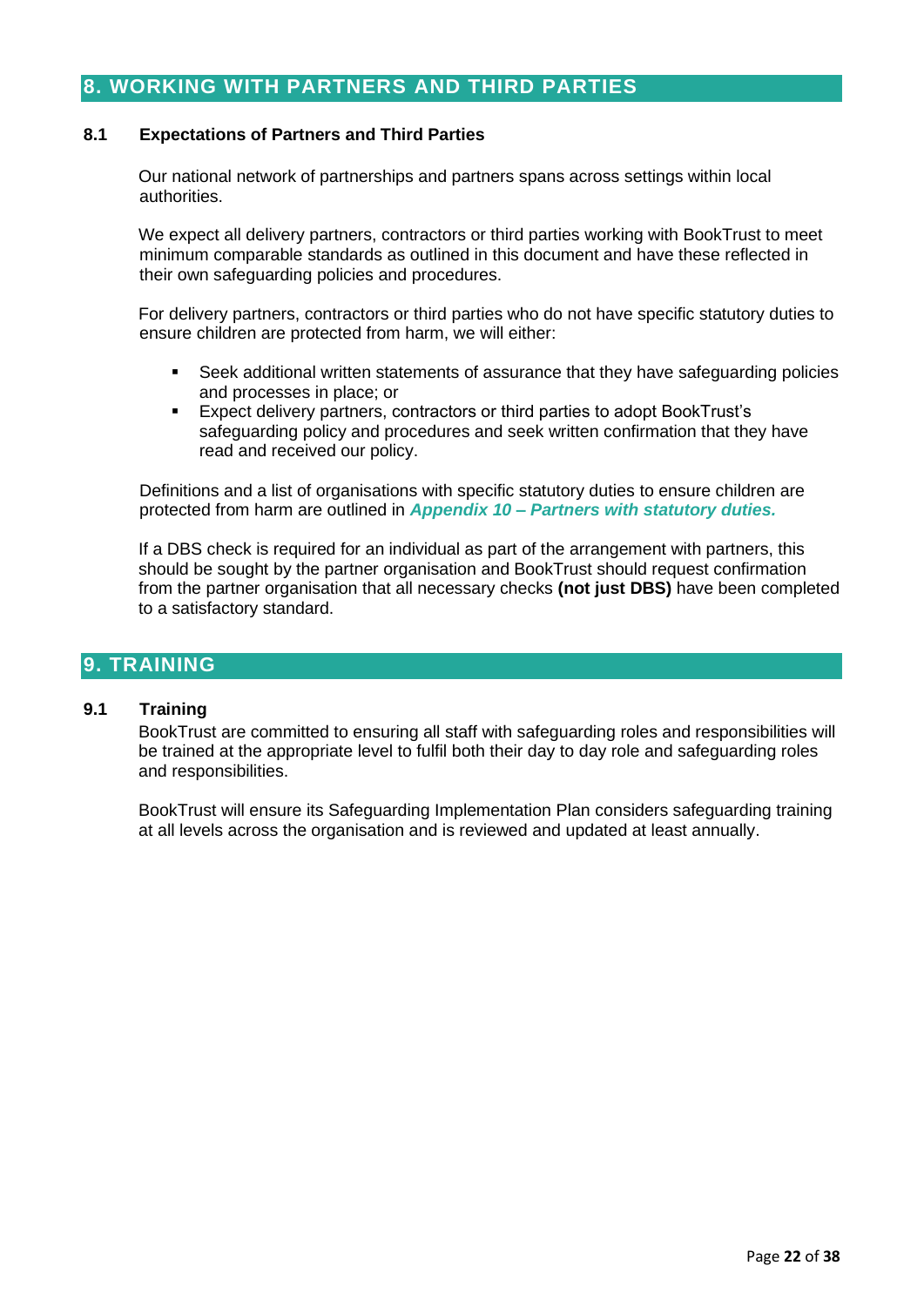## 8. WORKING WITH PARTNERS AND THIRD PARTIES

### 8.1 Expectations of Partners and Third Parties

Our national network of partnerships and partners spans across settings within local authorities.

We expect all delivery partners, contractors or third parties working with BookTrust to meet minimum comparable standards as outlined in this document and have these reflected in their own safeguarding policies and procedures.

For delivery partners, contractors or third parties who do not have specific statutory duties to ensure children are protected from harm, we will either:

- Seek additional written statements of assurance that they have safeguarding policies and processes in place; or
- Expect delivery partners, contractors or third parties to adopt BookTrust's safeguarding policy and procedures and seek written confirmation that they have read and received our policy.

Definitions and a list of organisations with specific statutory duties to ensure children are protected from harm are outlined in ***Appendix 10 – Partners with statutory duties.***

If a DBS check is required for an individual as part of the arrangement with partners, this should be sought by the partner organisation and BookTrust should request confirmation from the partner organisation that all necessary checks **(not just DBS)** have been completed to a satisfactory standard.

## 9. TRAINING

### 9.1 Training

BookTrust are committed to ensuring all staff with safeguarding roles and responsibilities will be trained at the appropriate level to fulfil both their day to day role and safeguarding roles and responsibilities.

BookTrust will ensure its Safeguarding Implementation Plan considers safeguarding training at all levels across the organisation and is reviewed and updated at least annually.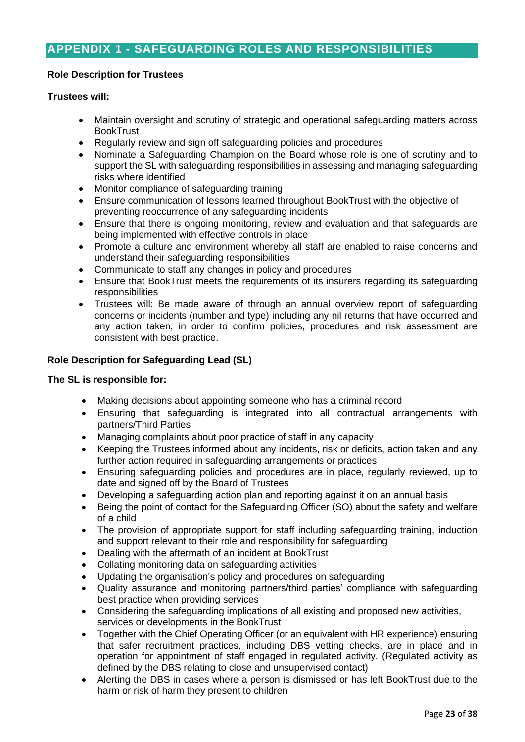## APPENDIX 1 - SAFEGUARDING ROLES AND RESPONSIBILITIES

**Role Description for Trustees**

**Trustees will:**

- Maintain oversight and scrutiny of strategic and operational safeguarding matters across BookTrust
- Regularly review and sign off safeguarding policies and procedures
- Nominate a Safeguarding Champion on the Board whose role is one of scrutiny and to support the SL with safeguarding responsibilities in assessing and managing safeguarding risks where identified
- Monitor compliance of safeguarding training
- Ensure communication of lessons learned throughout BookTrust with the objective of preventing reoccurrence of any safeguarding incidents
- Ensure that there is ongoing monitoring, review and evaluation and that safeguards are being implemented with effective controls in place
- Promote a culture and environment whereby all staff are enabled to raise concerns and understand their safeguarding responsibilities
- Communicate to staff any changes in policy and procedures
- Ensure that BookTrust meets the requirements of its insurers regarding its safeguarding responsibilities
- Trustees will: Be made aware of through an annual overview report of safeguarding concerns or incidents (number and type) including any nil returns that have occurred and any action taken, in order to confirm policies, procedures and risk assessment are consistent with best practice.

**Role Description for Safeguarding Lead (SL)**

**The SL is responsible for:**

- Making decisions about appointing someone who has a criminal record
- Ensuring that safeguarding is integrated into all contractual arrangements with partners/Third Parties
- Managing complaints about poor practice of staff in any capacity
- Keeping the Trustees informed about any incidents, risk or deficits, action taken and any further action required in safeguarding arrangements or practices
- Ensuring safeguarding policies and procedures are in place, regularly reviewed, up to date and signed off by the Board of Trustees
- Developing a safeguarding action plan and reporting against it on an annual basis
- Being the point of contact for the Safeguarding Officer (SO) about the safety and welfare of a child
- The provision of appropriate support for staff including safeguarding training, induction and support relevant to their role and responsibility for safeguarding
- Dealing with the aftermath of an incident at BookTrust
- Collating monitoring data on safeguarding activities
- Updating the organisation's policy and procedures on safeguarding
- Quality assurance and monitoring partners/third parties' compliance with safeguarding best practice when providing services
- Considering the safeguarding implications of all existing and proposed new activities, services or developments in the BookTrust
- Together with the Chief Operating Officer (or an equivalent with HR experience) ensuring that safer recruitment practices, including DBS vetting checks, are in place and in operation for appointment of staff engaged in regulated activity. (Regulated activity as defined by the DBS relating to close and unsupervised contact)
- Alerting the DBS in cases where a person is dismissed or has left BookTrust due to the harm or risk of harm they present to children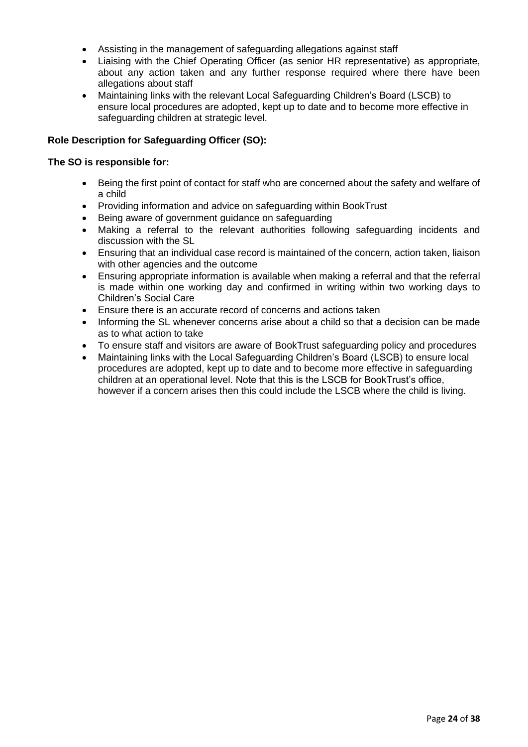- Assisting in the management of safeguarding allegations against staff
- Liaising with the Chief Operating Officer (as senior HR representative) as appropriate, about any action taken and any further response required where there have been allegations about staff
- Maintaining links with the relevant Local Safeguarding Children's Board (LSCB) to ensure local procedures are adopted, kept up to date and to become more effective in safeguarding children at strategic level.

**Role Description for Safeguarding Officer (SO):**

**The SO is responsible for:**

- Being the first point of contact for staff who are concerned about the safety and welfare of a child
- Providing information and advice on safeguarding within BookTrust
- Being aware of government guidance on safeguarding
- Making a referral to the relevant authorities following safeguarding incidents and discussion with the SL
- Ensuring that an individual case record is maintained of the concern, action taken, liaison with other agencies and the outcome
- Ensuring appropriate information is available when making a referral and that the referral is made within one working day and confirmed in writing within two working days to Children's Social Care
- Ensure there is an accurate record of concerns and actions taken
- Informing the SL whenever concerns arise about a child so that a decision can be made as to what action to take
- To ensure staff and visitors are aware of BookTrust safeguarding policy and procedures
- Maintaining links with the Local Safeguarding Children's Board (LSCB) to ensure local procedures are adopted, kept up to date and to become more effective in safeguarding children at an operational level. Note that this is the LSCB for BookTrust's office, however if a concern arises then this could include the LSCB where the child is living.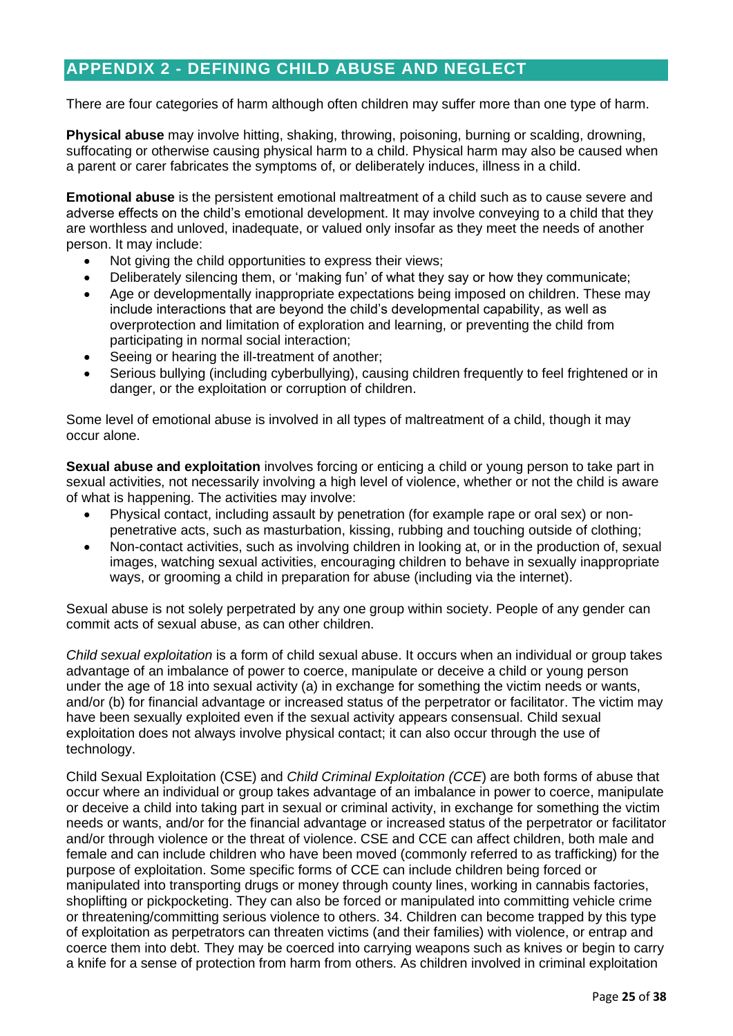## APPENDIX 2 - DEFINING CHILD ABUSE AND NEGLECT

There are four categories of harm although often children may suffer more than one type of harm.

**Physical abuse** may involve hitting, shaking, throwing, poisoning, burning or scalding, drowning, suffocating or otherwise causing physical harm to a child. Physical harm may also be caused when a parent or carer fabricates the symptoms of, or deliberately induces, illness in a child.

**Emotional abuse** is the persistent emotional maltreatment of a child such as to cause severe and adverse effects on the child's emotional development. It may involve conveying to a child that they are worthless and unloved, inadequate, or valued only insofar as they meet the needs of another person. It may include:

- Not giving the child opportunities to express their views;
- Deliberately silencing them, or 'making fun' of what they say or how they communicate;
- Age or developmentally inappropriate expectations being imposed on children. These may include interactions that are beyond the child's developmental capability, as well as overprotection and limitation of exploration and learning, or preventing the child from participating in normal social interaction;
- Seeing or hearing the ill-treatment of another;
- Serious bullying (including cyberbullying), causing children frequently to feel frightened or in danger, or the exploitation or corruption of children.

Some level of emotional abuse is involved in all types of maltreatment of a child, though it may occur alone.

**Sexual abuse and exploitation** involves forcing or enticing a child or young person to take part in sexual activities, not necessarily involving a high level of violence, whether or not the child is aware of what is happening. The activities may involve:

- Physical contact, including assault by penetration (for example rape or oral sex) or non-penetrative acts, such as masturbation, kissing, rubbing and touching outside of clothing;
- Non-contact activities, such as involving children in looking at, or in the production of, sexual images, watching sexual activities, encouraging children to behave in sexually inappropriate ways, or grooming a child in preparation for abuse (including via the internet).

Sexual abuse is not solely perpetrated by any one group within society. People of any gender can commit acts of sexual abuse, as can other children.

*Child sexual exploitation* is a form of child sexual abuse. It occurs when an individual or group takes advantage of an imbalance of power to coerce, manipulate or deceive a child or young person under the age of 18 into sexual activity (a) in exchange for something the victim needs or wants, and/or (b) for financial advantage or increased status of the perpetrator or facilitator. The victim may have been sexually exploited even if the sexual activity appears consensual. Child sexual exploitation does not always involve physical contact; it can also occur through the use of technology.

Child Sexual Exploitation (CSE) and *Child Criminal Exploitation (CCE*) are both forms of abuse that occur where an individual or group takes advantage of an imbalance in power to coerce, manipulate or deceive a child into taking part in sexual or criminal activity, in exchange for something the victim needs or wants, and/or for the financial advantage or increased status of the perpetrator or facilitator and/or through violence or the threat of violence. CSE and CCE can affect children, both male and female and can include children who have been moved (commonly referred to as trafficking) for the purpose of exploitation. Some specific forms of CCE can include children being forced or manipulated into transporting drugs or money through county lines, working in cannabis factories, shoplifting or pickpocketing. They can also be forced or manipulated into committing vehicle crime or threatening/committing serious violence to others. 34. Children can become trapped by this type of exploitation as perpetrators can threaten victims (and their families) with violence, or entrap and coerce them into debt. They may be coerced into carrying weapons such as knives or begin to carry a knife for a sense of protection from harm from others. As children involved in criminal exploitation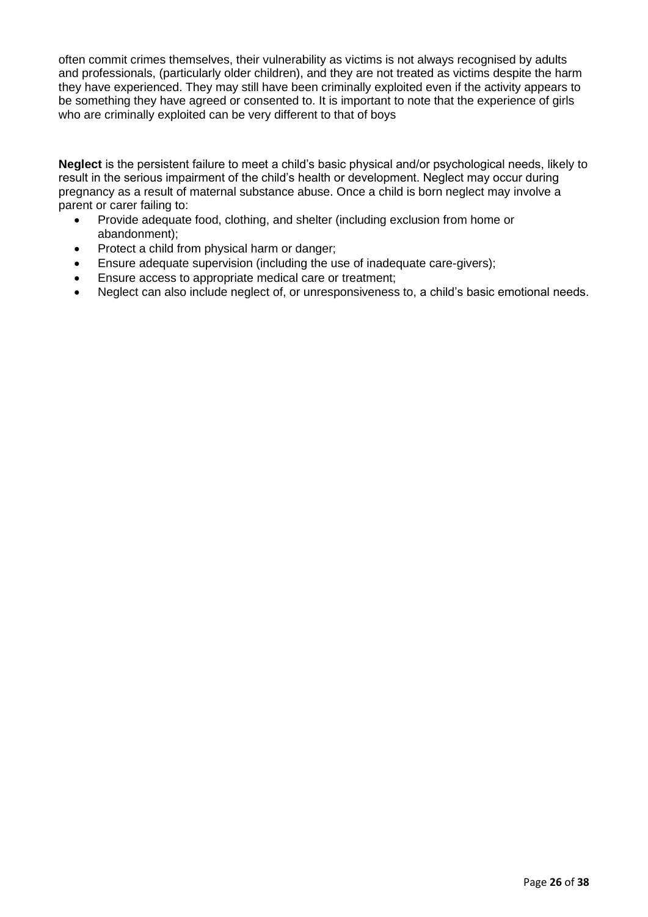often commit crimes themselves, their vulnerability as victims is not always recognised by adults and professionals, (particularly older children), and they are not treated as victims despite the harm they have experienced. They may still have been criminally exploited even if the activity appears to be something they have agreed or consented to. It is important to note that the experience of girls who are criminally exploited can be very different to that of boys

**Neglect** is the persistent failure to meet a child's basic physical and/or psychological needs, likely to result in the serious impairment of the child's health or development. Neglect may occur during pregnancy as a result of maternal substance abuse. Once a child is born neglect may involve a parent or carer failing to:

- Provide adequate food, clothing, and shelter (including exclusion from home or abandonment);
- Protect a child from physical harm or danger;
- Ensure adequate supervision (including the use of inadequate care-givers);
- Ensure access to appropriate medical care or treatment;
- Neglect can also include neglect of, or unresponsiveness to, a child's basic emotional needs.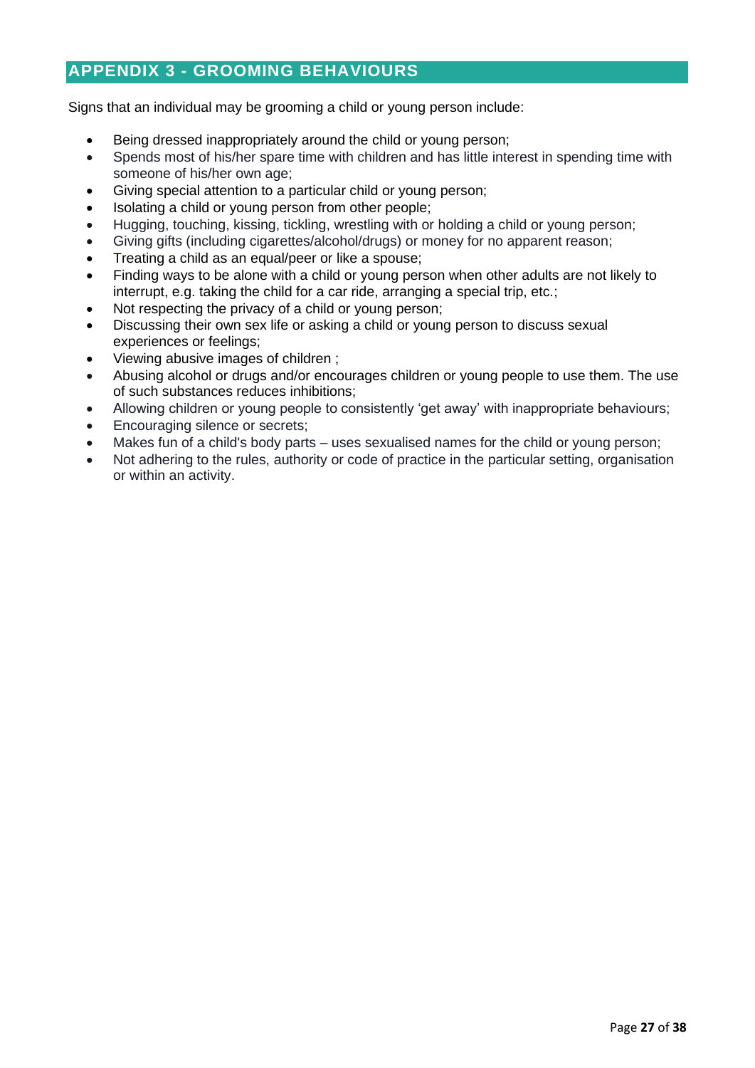## APPENDIX 3 - GROOMING BEHAVIOURS

Signs that an individual may be grooming a child or young person include:

- Being dressed inappropriately around the child or young person;
- Spends most of his/her spare time with children and has little interest in spending time with someone of his/her own age;
- Giving special attention to a particular child or young person;
- Isolating a child or young person from other people;
- Hugging, touching, kissing, tickling, wrestling with or holding a child or young person;
- Giving gifts (including cigarettes/alcohol/drugs) or money for no apparent reason;
- Treating a child as an equal/peer or like a spouse;
- Finding ways to be alone with a child or young person when other adults are not likely to interrupt, e.g. taking the child for a car ride, arranging a special trip, etc.;
- Not respecting the privacy of a child or young person;
- Discussing their own sex life or asking a child or young person to discuss sexual experiences or feelings;
- Viewing abusive images of children ;
- Abusing alcohol or drugs and/or encourages children or young people to use them. The use of such substances reduces inhibitions;
- Allowing children or young people to consistently 'get away' with inappropriate behaviours;
- Encouraging silence or secrets;
- Makes fun of a child's body parts – uses sexualised names for the child or young person;
- Not adhering to the rules, authority or code of practice in the particular setting, organisation or within an activity.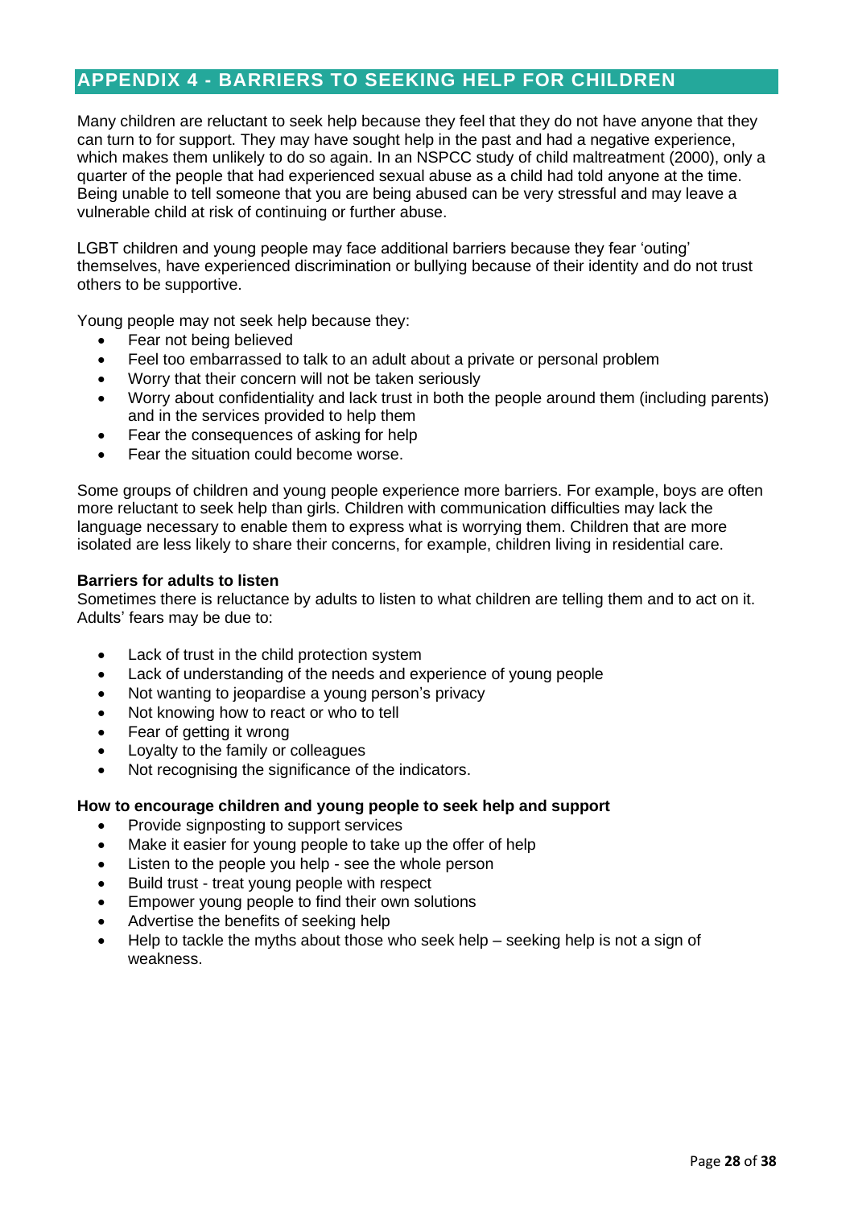## APPENDIX 4 - BARRIERS TO SEEKING HELP FOR CHILDREN

Many children are reluctant to seek help because they feel that they do not have anyone that they can turn to for support. They may have sought help in the past and had a negative experience, which makes them unlikely to do so again. In an NSPCC study of child maltreatment (2000), only a quarter of the people that had experienced sexual abuse as a child had told anyone at the time. Being unable to tell someone that you are being abused can be very stressful and may leave a vulnerable child at risk of continuing or further abuse.

LGBT children and young people may face additional barriers because they fear 'outing' themselves, have experienced discrimination or bullying because of their identity and do not trust others to be supportive.

Young people may not seek help because they:

- Fear not being believed
- Feel too embarrassed to talk to an adult about a private or personal problem
- Worry that their concern will not be taken seriously
- Worry about confidentiality and lack trust in both the people around them (including parents) and in the services provided to help them
- Fear the consequences of asking for help
- Fear the situation could become worse.

Some groups of children and young people experience more barriers. For example, boys are often more reluctant to seek help than girls. Children with communication difficulties may lack the language necessary to enable them to express what is worrying them. Children that are more isolated are less likely to share their concerns, for example, children living in residential care.

### Barriers for adults to listen

Sometimes there is reluctance by adults to listen to what children are telling them and to act on it. Adults' fears may be due to:

- Lack of trust in the child protection system
- Lack of understanding of the needs and experience of young people
- Not wanting to jeopardise a young person's privacy
- Not knowing how to react or who to tell
- Fear of getting it wrong
- Loyalty to the family or colleagues
- Not recognising the significance of the indicators.

### How to encourage children and young people to seek help and support

- Provide signposting to support services
- Make it easier for young people to take up the offer of help
- Listen to the people you help - see the whole person
- Build trust - treat young people with respect
- Empower young people to find their own solutions
- Advertise the benefits of seeking help
- Help to tackle the myths about those who seek help – seeking help is not a sign of weakness.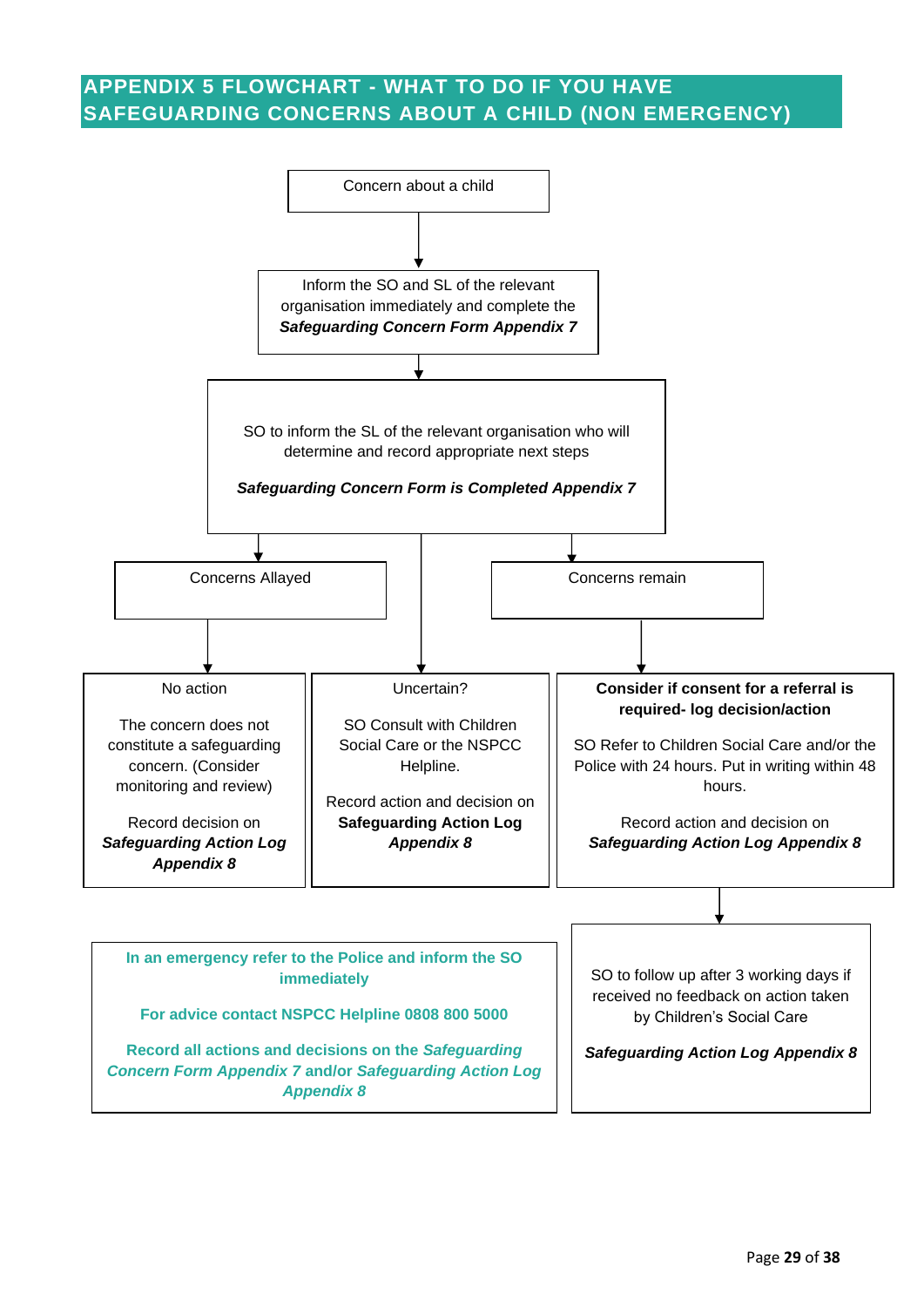# APPENDIX 5 FLOWCHART - WHAT TO DO IF YOU HAVE SAFEGUARDING CONCERNS ABOUT A CHILD (NON EMERGENCY)

Concern about a child

↓

Inform the SO and SL of the relevant organisation immediately and complete the ***Safeguarding Concern Form Appendix 7***

↓

SO to inform the SL of the relevant organisation who will determine and record appropriate next steps

***Safeguarding Concern Form is Completed Appendix 7***

↓

**Concerns Allayed**

↓

No action

The concern does not constitute a safeguarding concern. (Consider monitoring and review)

Record decision on ***Safeguarding Action Log Appendix 8***

**Uncertain?**

SO Consult with Children Social Care or the NSPCC Helpline.

Record action and decision on **Safeguarding Action Log *Appendix 8***

**Concerns remain**

↓

**Consider if consent for a referral is required- log decision/action**

SO Refer to Children Social Care and/or the Police with 24 hours. Put in writing within 48 hours.

Record action and decision on ***Safeguarding Action Log Appendix 8***

↓

SO to follow up after 3 working days if received no feedback on action taken by Children's Social Care

***Safeguarding Action Log Appendix 8***

---

**In an emergency refer to the Police and inform the SO immediately**

**For advice contact NSPCC Helpline 0808 800 5000**

**Record all actions and decisions on the *Safeguarding Concern Form Appendix 7* and/or *Safeguarding Action Log Appendix 8***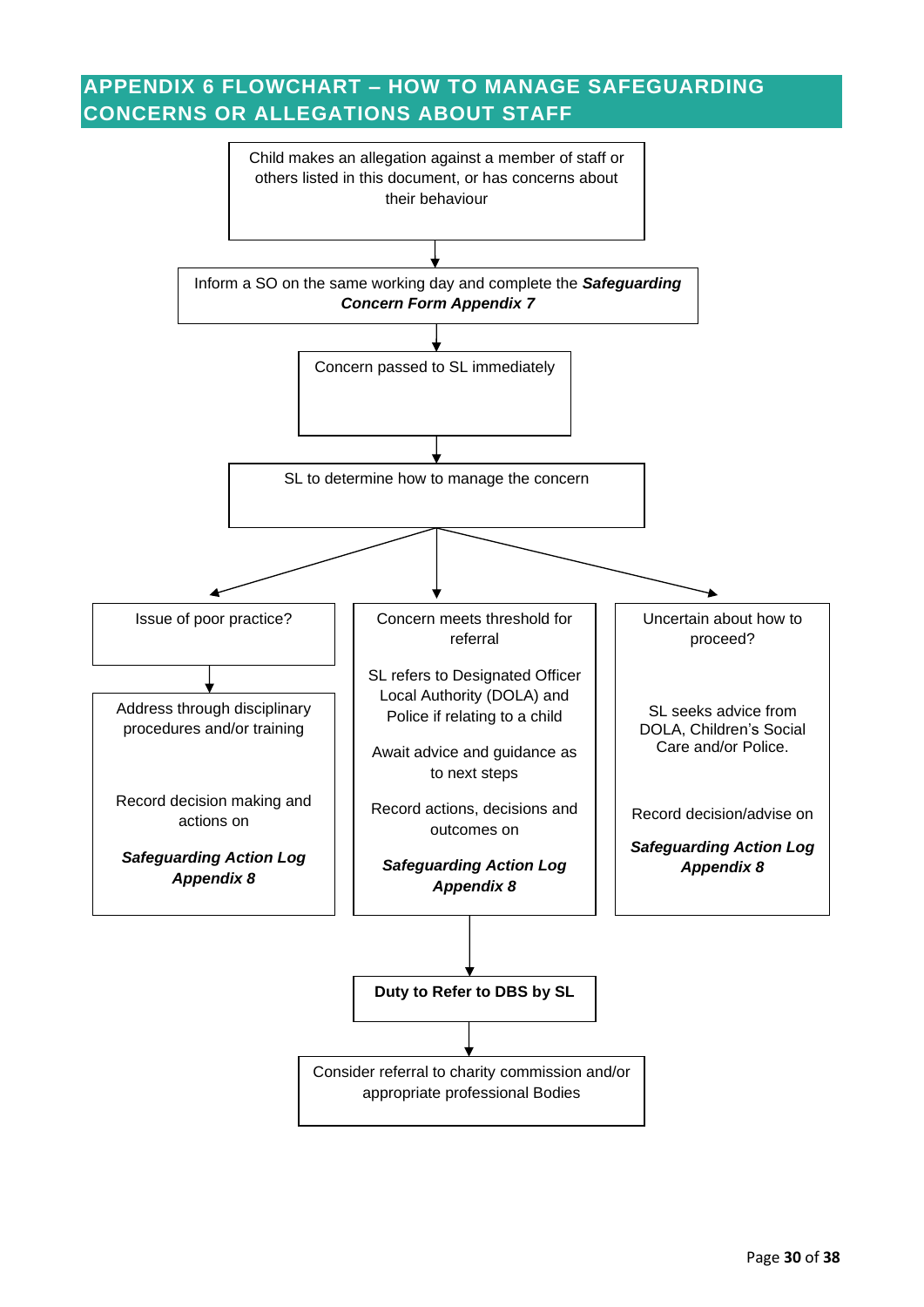# APPENDIX 6 FLOWCHART – HOW TO MANAGE SAFEGUARDING CONCERNS OR ALLEGATIONS ABOUT STAFF

Child makes an allegation against a member of staff or others listed in this document, or has concerns about their behaviour

↓

Inform a SO on the same working day and complete the ***Safeguarding Concern Form Appendix 7***

↓

Concern passed to SL immediately

↓

SL to determine how to manage the concern

↓

**Issue of poor practice?**

↓

Address through disciplinary procedures and/or training

Record decision making and actions on

***Safeguarding Action Log Appendix 8***

**Concern meets threshold for referral**

SL refers to Designated Officer Local Authority (DOLA) and Police if relating to a child

Await advice and guidance as to next steps

Record actions, decisions and outcomes on

***Safeguarding Action Log Appendix 8***

↓

**Duty to Refer to DBS by SL**

↓

Consider referral to charity commission and/or appropriate professional Bodies

**Uncertain about how to proceed?**

SL seeks advice from DOLA, Children's Social Care and/or Police.

Record decision/advise on

***Safeguarding Action Log Appendix 8***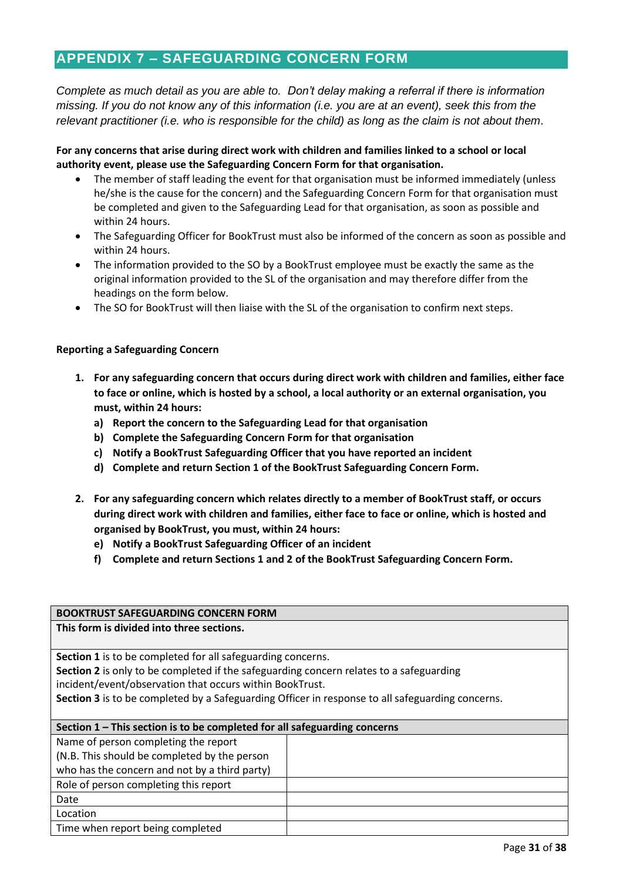## APPENDIX 7 – SAFEGUARDING CONCERN FORM

*Complete as much detail as you are able to. Don't delay making a referral if there is information missing. If you do not know any of this information (i.e. you are at an event), seek this from the relevant practitioner (i.e. who is responsible for the child) as long as the claim is not about them.*

**For any concerns that arise during direct work with children and families linked to a school or local authority event, please use the Safeguarding Concern Form for that organisation.**

- The member of staff leading the event for that organisation must be informed immediately (unless he/she is the cause for the concern) and the Safeguarding Concern Form for that organisation must be completed and given to the Safeguarding Lead for that organisation, as soon as possible and within 24 hours.
- The Safeguarding Officer for BookTrust must also be informed of the concern as soon as possible and within 24 hours.
- The information provided to the SO by a BookTrust employee must be exactly the same as the original information provided to the SL of the organisation and may therefore differ from the headings on the form below.
- The SO for BookTrust will then liaise with the SL of the organisation to confirm next steps.

**Reporting a Safeguarding Concern**

1. **For any safeguarding concern that occurs during direct work with children and families, either face to face or online, which is hosted by a school, a local authority or an external organisation, you must, within 24 hours:**
   a) **Report the concern to the Safeguarding Lead for that organisation**
   b) **Complete the Safeguarding Concern Form for that organisation**
   c) **Notify a BookTrust Safeguarding Officer that you have reported an incident**
   d) **Complete and return Section 1 of the BookTrust Safeguarding Concern Form.**

2. **For any safeguarding concern which relates directly to a member of BookTrust staff, or occurs during direct work with children and families, either face to face or online, which is hosted and organised by BookTrust, you must, within 24 hours:**
   e) **Notify a BookTrust Safeguarding Officer of an incident**
   f) **Complete and return Sections 1 and 2 of the BookTrust Safeguarding Concern Form.**

| **BOOKTRUST SAFEGUARDING CONCERN FORM** | |
|---|---|
| **This form is divided into three sections.** | |
| **Section 1** is to be completed for all safeguarding concerns.<br>**Section 2** is only to be completed if the safeguarding concern relates to a safeguarding incident/event/observation that occurs within BookTrust.<br>**Section 3** is to be completed by a Safeguarding Officer in response to all safeguarding concerns. | |
| **Section 1 – This section is to be completed for all safeguarding concerns** | |
| Name of person completing the report (N.B. This should be completed by the person who has the concern and not by a third party) | |
| Role of person completing this report | |
| Date | |
| Location | |
| Time when report being completed | |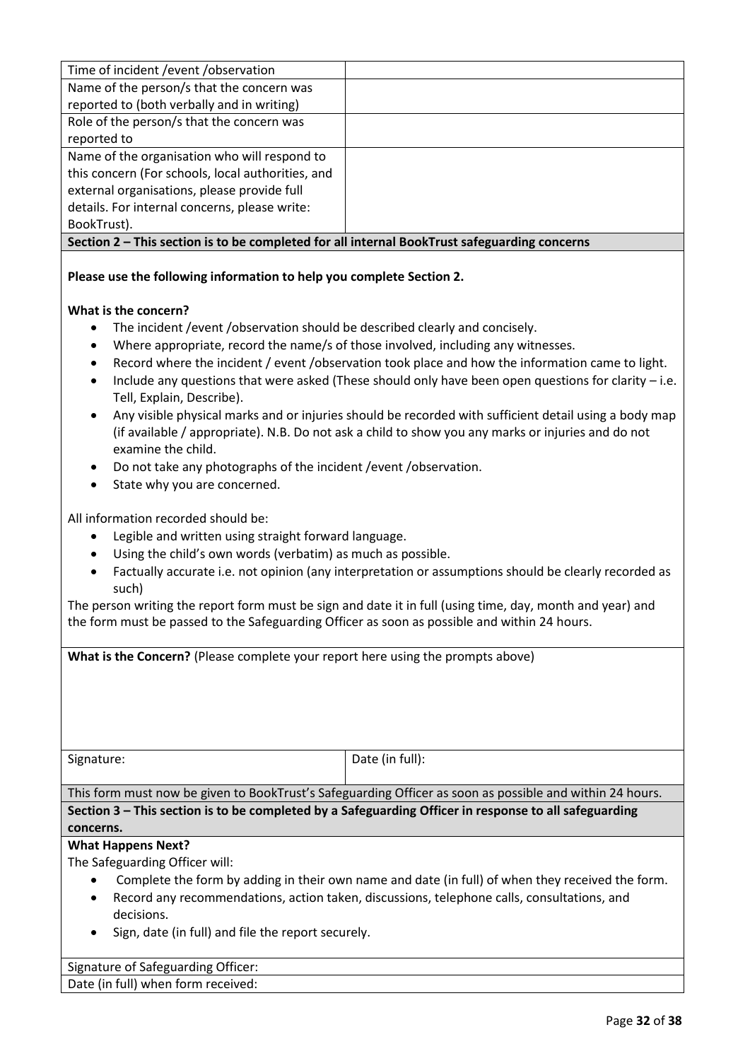| | |
|---|---|
| Time of incident /event /observation | |
| Name of the person/s that the concern was reported to (both verbally and in writing) | |
| Role of the person/s that the concern was reported to | |
| Name of the organisation who will respond to this concern (For schools, local authorities, and external organisations, please provide full details. For internal concerns, please write: BookTrust). | |

**Section 2 – This section is to be completed for all internal BookTrust safeguarding concerns**

**Please use the following information to help you complete Section 2.**

**What is the concern?**

- The incident /event /observation should be described clearly and concisely.
- Where appropriate, record the name/s of those involved, including any witnesses.
- Record where the incident / event /observation took place and how the information came to light.
- Include any questions that were asked (These should only have been open questions for clarity – i.e. Tell, Explain, Describe).
- Any visible physical marks and or injuries should be recorded with sufficient detail using a body map (if available / appropriate). N.B. Do not ask a child to show you any marks or injuries and do not examine the child.
- Do not take any photographs of the incident /event /observation.
- State why you are concerned.

All information recorded should be:

- Legible and written using straight forward language.
- Using the child's own words (verbatim) as much as possible.
- Factually accurate i.e. not opinion (any interpretation or assumptions should be clearly recorded as such)

The person writing the report form must be sign and date it in full (using time, day, month and year) and the form must be passed to the Safeguarding Officer as soon as possible and within 24 hours.

**What is the Concern?** (Please complete your report here using the prompts above)

| | |
|---|---|
| Signature: | Date (in full): |

This form must now be given to BookTrust's Safeguarding Officer as soon as possible and within 24 hours.

**Section 3 – This section is to be completed by a Safeguarding Officer in response to all safeguarding concerns.**

**What Happens Next?**

The Safeguarding Officer will:

- Complete the form by adding in their own name and date (in full) of when they received the form.
- Record any recommendations, action taken, discussions, telephone calls, consultations, and decisions.
- Sign, date (in full) and file the report securely.

Signature of Safeguarding Officer:

Date (in full) when form received: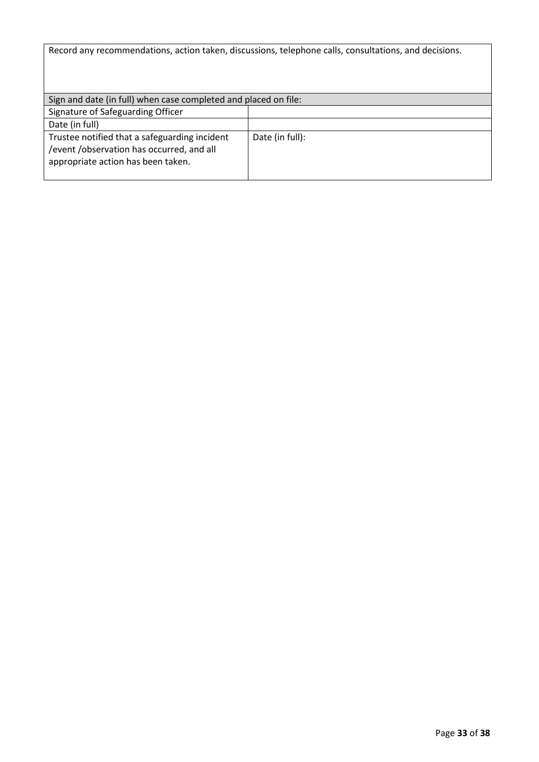| Record any recommendations, action taken, discussions, telephone calls, consultations, and decisions. | |
|---|---|
| Sign and date (in full) when case completed and placed on file: | |
| Signature of Safeguarding Officer | |
| Date (in full) | |
| Trustee notified that a safeguarding incident /event /observation has occurred, and all appropriate action has been taken. | Date (in full): |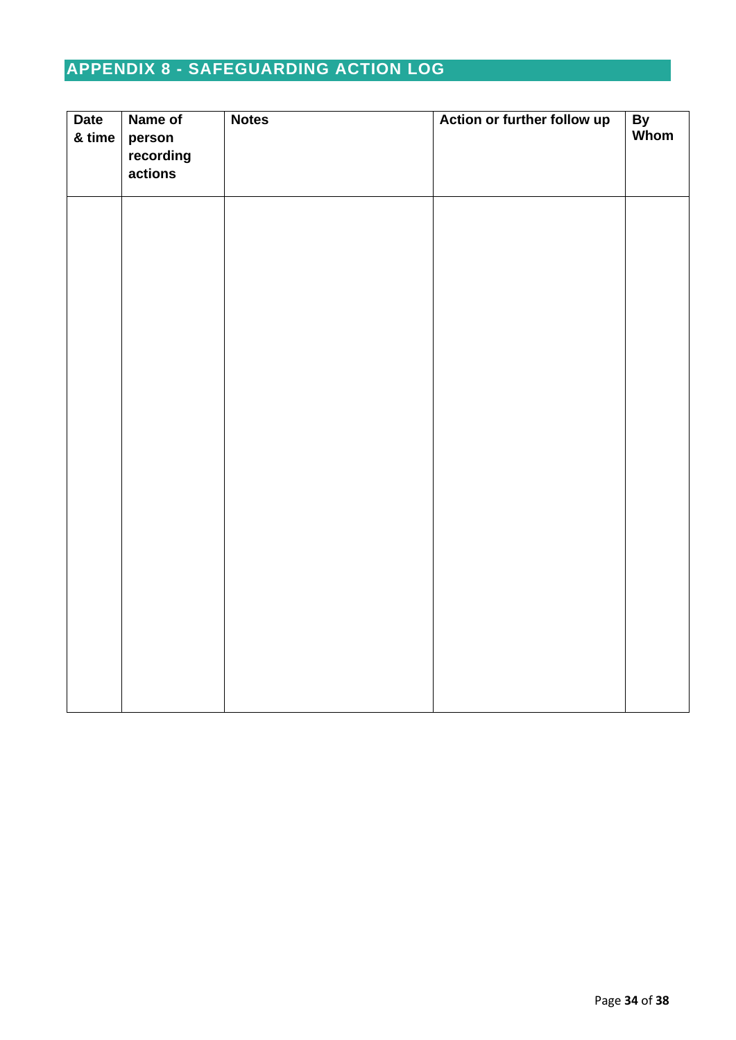## APPENDIX 8 - SAFEGUARDING ACTION LOG

| Date & time | Name of person recording actions | Notes | Action or further follow up | By Whom |
| --- | --- | --- | --- | --- |
| | | | | |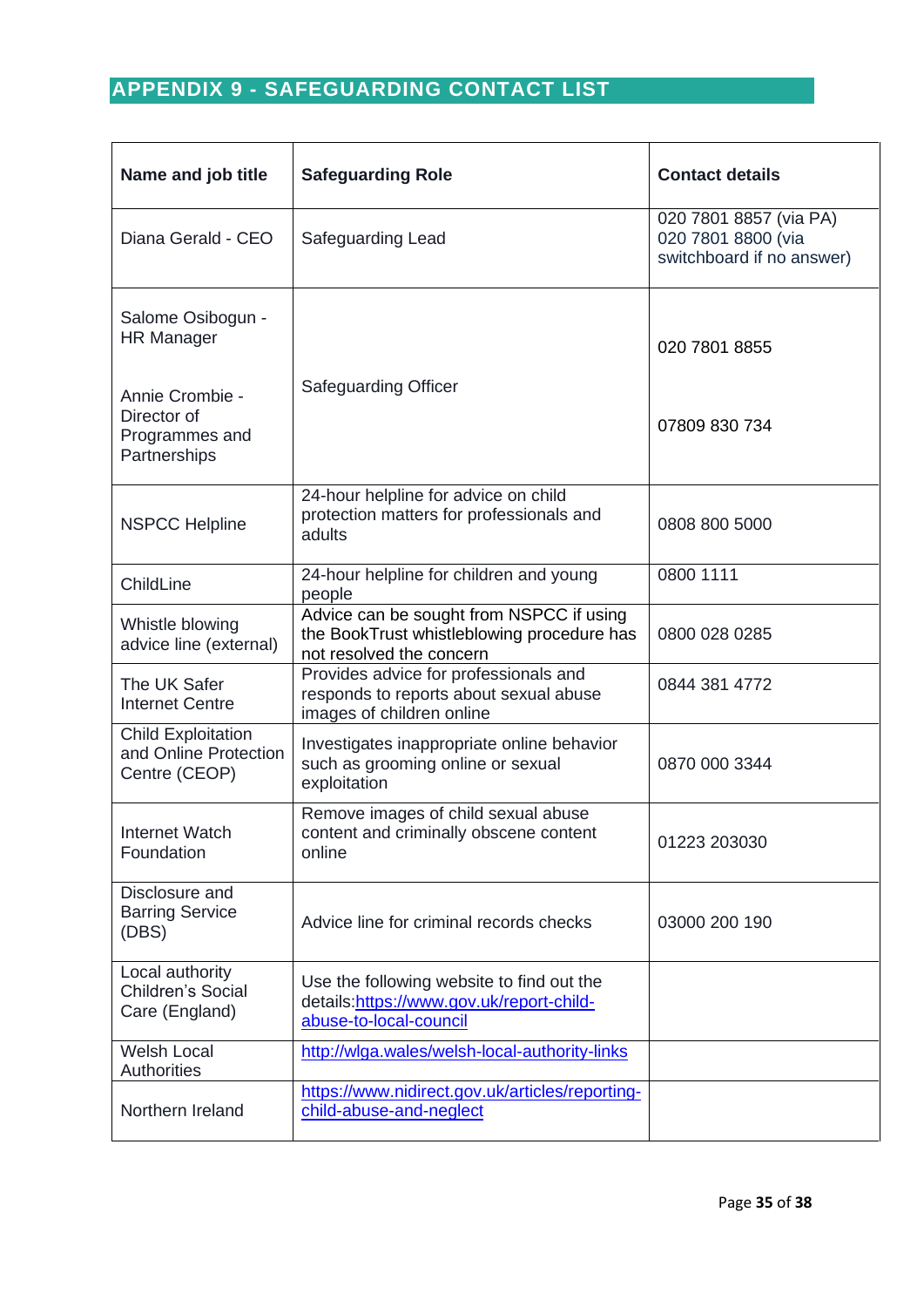## APPENDIX 9 - SAFEGUARDING CONTACT LIST

| Name and job title | Safeguarding Role | Contact details |
|---|---|---|
| Diana Gerald - CEO | Safeguarding Lead | 020 7801 8857 (via PA) 020 7801 8800 (via switchboard if no answer) |
| Salome Osibogun - HR Manager | Safeguarding Officer | 020 7801 8855 |
| Annie Crombie - Director of Programmes and Partnerships | | 07809 830 734 |
| NSPCC Helpline | 24-hour helpline for advice on child protection matters for professionals and adults | 0808 800 5000 |
| ChildLine | 24-hour helpline for children and young people | 0800 1111 |
| Whistle blowing advice line (external) | Advice can be sought from NSPCC if using the BookTrust whistleblowing procedure has not resolved the concern | 0800 028 0285 |
| The UK Safer Internet Centre | Provides advice for professionals and responds to reports about sexual abuse images of children online | 0844 381 4772 |
| Child Exploitation and Online Protection Centre (CEOP) | Investigates inappropriate online behavior such as grooming online or sexual exploitation | 0870 000 3344 |
| Internet Watch Foundation | Remove images of child sexual abuse content and criminally obscene content online | 01223 203030 |
| Disclosure and Barring Service (DBS) | Advice line for criminal records checks | 03000 200 190 |
| Local authority Children's Social Care (England) | Use the following website to find out the details:https://www.gov.uk/report-child-abuse-to-local-council | |
| Welsh Local Authorities | http://wlga.wales/welsh-local-authority-links | |
| Northern Ireland | https://www.nidirect.gov.uk/articles/reporting-child-abuse-and-neglect | |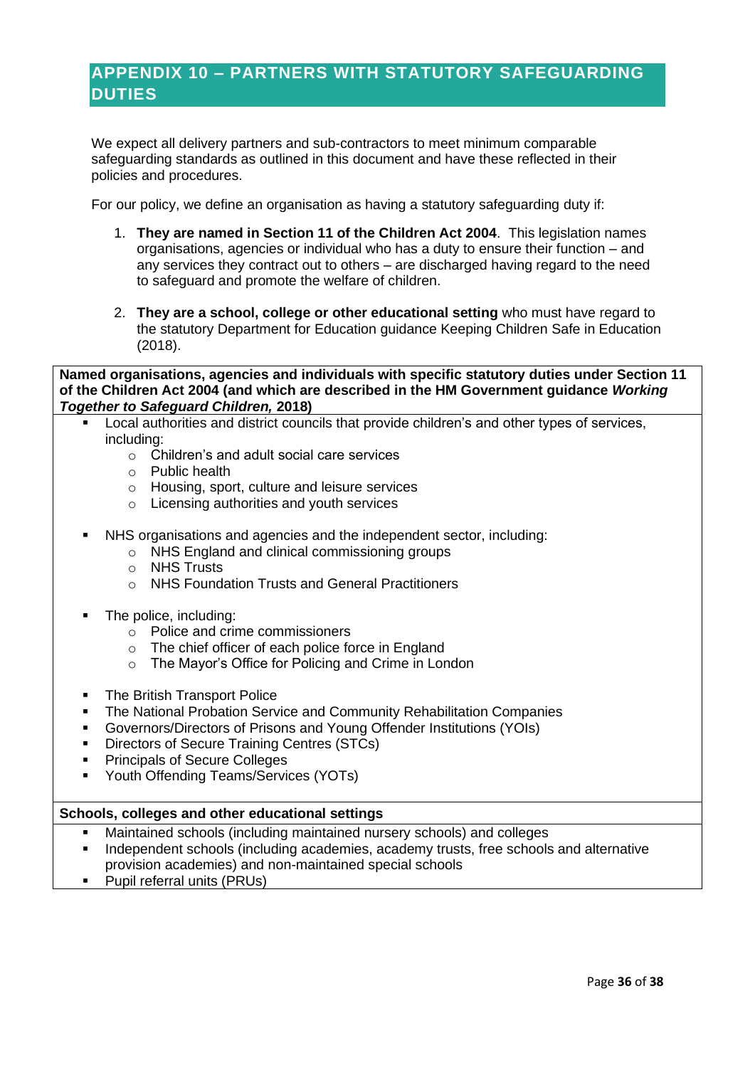## APPENDIX 10 – PARTNERS WITH STATUTORY SAFEGUARDING DUTIES

We expect all delivery partners and sub-contractors to meet minimum comparable safeguarding standards as outlined in this document and have these reflected in their policies and procedures.

For our policy, we define an organisation as having a statutory safeguarding duty if:

1. **They are named in Section 11 of the Children Act 2004**. This legislation names organisations, agencies or individual who has a duty to ensure their function – and any services they contract out to others – are discharged having regard to the need to safeguard and promote the welfare of children.

2. **They are a school, college or other educational setting** who must have regard to the statutory Department for Education guidance Keeping Children Safe in Education (2018).

**Named organisations, agencies and individuals with specific statutory duties under Section 11 of the Children Act 2004 (and which are described in the HM Government guidance *Working Together to Safeguard Children,* 2018)**

- Local authorities and district councils that provide children's and other types of services, including:
    - Children's and adult social care services
    - Public health
    - Housing, sport, culture and leisure services
    - Licensing authorities and youth services

- NHS organisations and agencies and the independent sector, including:
    - NHS England and clinical commissioning groups
    - NHS Trusts
    - NHS Foundation Trusts and General Practitioners

- The police, including:
    - Police and crime commissioners
    - The chief officer of each police force in England
    - The Mayor's Office for Policing and Crime in London

- The British Transport Police
- The National Probation Service and Community Rehabilitation Companies
- Governors/Directors of Prisons and Young Offender Institutions (YOIs)
- Directors of Secure Training Centres (STCs)
- Principals of Secure Colleges
- Youth Offending Teams/Services (YOTs)

**Schools, colleges and other educational settings**

- Maintained schools (including maintained nursery schools) and colleges
- Independent schools (including academies, academy trusts, free schools and alternative provision academies) and non-maintained special schools
- Pupil referral units (PRUs)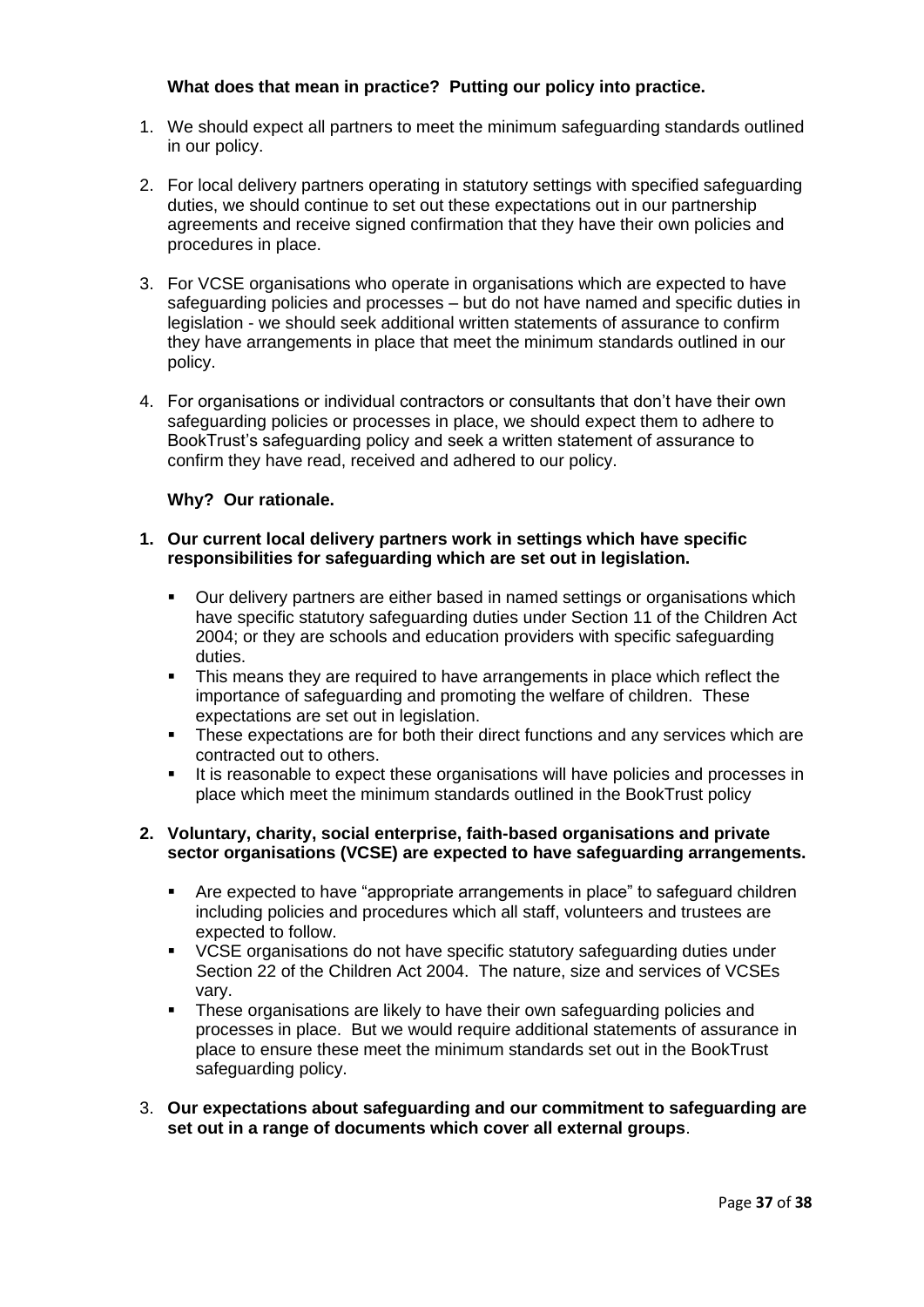**What does that mean in practice? Putting our policy into practice.**

1. We should expect all partners to meet the minimum safeguarding standards outlined in our policy.

2. For local delivery partners operating in statutory settings with specified safeguarding duties, we should continue to set out these expectations out in our partnership agreements and receive signed confirmation that they have their own policies and procedures in place.

3. For VCSE organisations who operate in organisations which are expected to have safeguarding policies and processes – but do not have named and specific duties in legislation - we should seek additional written statements of assurance to confirm they have arrangements in place that meet the minimum standards outlined in our policy.

4. For organisations or individual contractors or consultants that don't have their own safeguarding policies or processes in place, we should expect them to adhere to BookTrust's safeguarding policy and seek a written statement of assurance to confirm they have read, received and adhered to our policy.

**Why? Our rationale.**

1. **Our current local delivery partners work in settings which have specific responsibilities for safeguarding which are set out in legislation.**

   - Our delivery partners are either based in named settings or organisations which have specific statutory safeguarding duties under Section 11 of the Children Act 2004; or they are schools and education providers with specific safeguarding duties.
   - This means they are required to have arrangements in place which reflect the importance of safeguarding and promoting the welfare of children. These expectations are set out in legislation.
   - These expectations are for both their direct functions and any services which are contracted out to others.
   - It is reasonable to expect these organisations will have policies and processes in place which meet the minimum standards outlined in the BookTrust policy

2. **Voluntary, charity, social enterprise, faith-based organisations and private sector organisations (VCSE) are expected to have safeguarding arrangements.**

   - Are expected to have "appropriate arrangements in place" to safeguard children including policies and procedures which all staff, volunteers and trustees are expected to follow.
   - VCSE organisations do not have specific statutory safeguarding duties under Section 22 of the Children Act 2004. The nature, size and services of VCSEs vary.
   - These organisations are likely to have their own safeguarding policies and processes in place. But we would require additional statements of assurance in place to ensure these meet the minimum standards set out in the BookTrust safeguarding policy.

3. **Our expectations about safeguarding and our commitment to safeguarding are set out in a range of documents which cover all external groups**.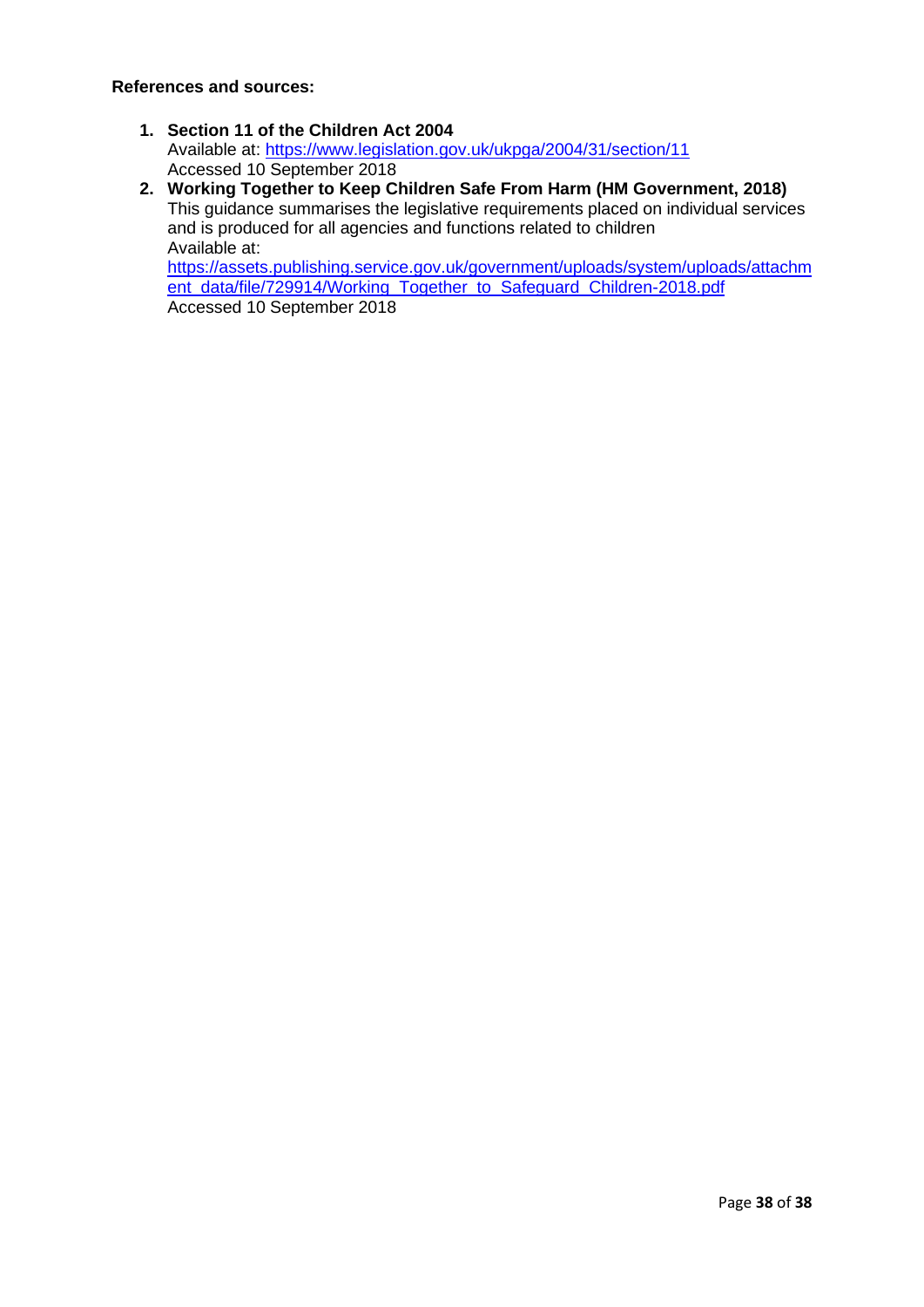**References and sources:**

1. **Section 11 of the Children Act 2004**
   Available at: https://www.legislation.gov.uk/ukpga/2004/31/section/11
   Accessed 10 September 2018
2. **Working Together to Keep Children Safe From Harm (HM Government, 2018)**
   This guidance summarises the legislative requirements placed on individual services and is produced for all agencies and functions related to children
   Available at:
   https://assets.publishing.service.gov.uk/government/uploads/system/uploads/attachment_data/file/729914/Working_Together_to_Safeguard_Children-2018.pdf
   Accessed 10 September 2018